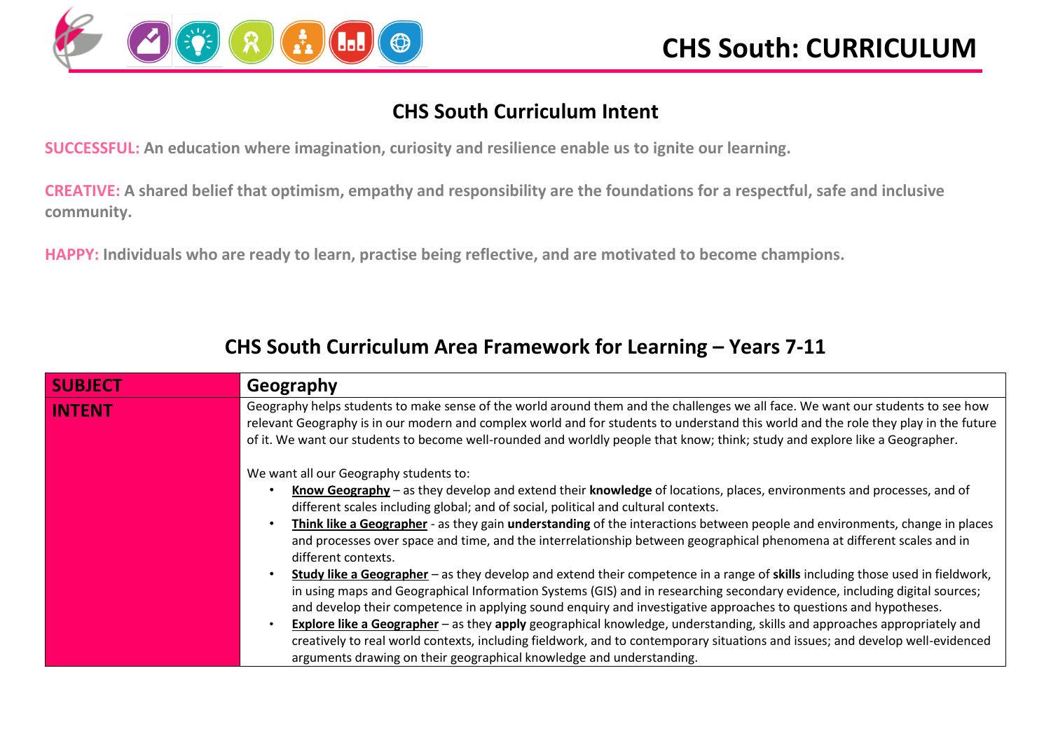# CHS South: CURRICULUM

## CHS South Curriculum Intent

**SUCCESSFUL:** **An education where imagination, curiosity and resilience enable us to ignite our learning.**

**CREATIVE:** **A shared belief that optimism, empathy and responsibility are the foundations for a respectful, safe and inclusive community.**

**HAPPY:** **Individuals who are ready to learn, practise being reflective, and are motivated to become champions.**

## CHS South Curriculum Area Framework for Learning – Years 7-11

| **SUBJECT** | **Geography** |
|---|---|
| **INTENT** | Geography helps students to make sense of the world around them and the challenges we all face. We want our students to see how relevant Geography is in our modern and complex world and for students to understand this world and the role they play in the future of it. We want our students to become well-rounded and worldly people that know; think; study and explore like a Geographer.<br><br>We want all our Geography students to:<br>• **Know Geography** – as they develop and extend their **knowledge** of locations, places, environments and processes, and of different scales including global; and of social, political and cultural contexts.<br>• **Think like a Geographer** - as they gain **understanding** of the interactions between people and environments, change in places and processes over space and time, and the interrelationship between geographical phenomena at different scales and in different contexts.<br>• **Study like a Geographer** – as they develop and extend their competence in a range of **skills** including those used in fieldwork, in using maps and Geographical Information Systems (GIS) and in researching secondary evidence, including digital sources; and develop their competence in applying sound enquiry and investigative approaches to questions and hypotheses.<br>• **Explore like a Geographer** – as they **apply** geographical knowledge, understanding, skills and approaches appropriately and creatively to real world contexts, including fieldwork, and to contemporary situations and issues; and develop well-evidenced arguments drawing on their geographical knowledge and understanding. |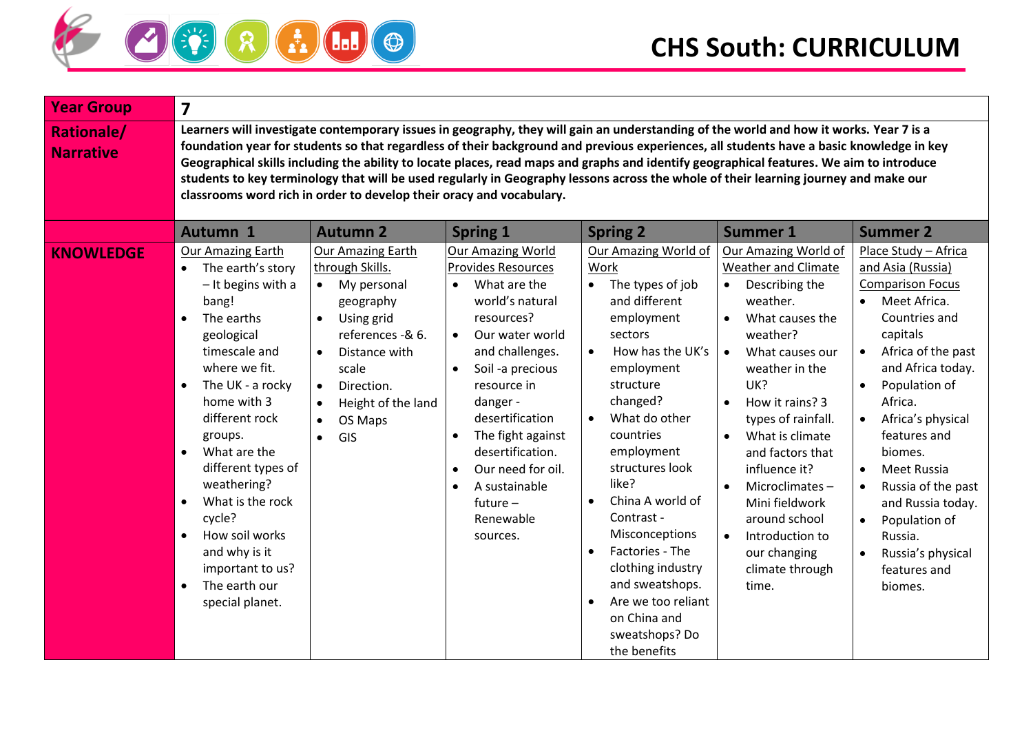# CHS South: CURRICULUM

| Year Group | 7 | | | | | |
|---|---|---|---|---|---|---|
| Rationale/ Narrative | Learners will investigate contemporary issues in geography, they will gain an understanding of the world and how it works. Year 7 is a foundation year for students so that regardless of their background and previous experiences, all students have a basic knowledge in key Geographical skills including the ability to locate places, read maps and graphs and identify geographical features. We aim to introduce students to key terminology that will be used regularly in Geography lessons across the whole of their learning journey and make our classrooms word rich in order to develop their oracy and vocabulary. | | | | | |
| | **Autumn 1** | **Autumn 2** | **Spring 1** | **Spring 2** | **Summer 1** | **Summer 2** |
| **KNOWLEDGE** | Our Amazing Earth<br>• The earth's story – It begins with a bang!<br>• The earths geological timescale and where we fit.<br>• The UK - a rocky home with 3 different rock groups.<br>• What are the different types of weathering?<br>• What is the rock cycle?<br>• How soil works and why is it important to us?<br>• The earth our special planet. | Our Amazing Earth through Skills.<br>• My personal geography<br>• Using grid references -& 6.<br>• Distance with scale<br>• Direction.<br>• Height of the land<br>• OS Maps<br>• GIS | Our Amazing World Provides Resources<br>• What are the world's natural resources?<br>• Our water world and challenges.<br>• Soil -a precious resource in danger - desertification<br>• The fight against desertification.<br>• Our need for oil.<br>• A sustainable future – Renewable sources. | Our Amazing World of Work<br>• The types of job and different employment sectors<br>• How has the UK's employment structure changed?<br>• What do other countries employment structures look like?<br>• China A world of Contrast - Misconceptions<br>• Factories - The clothing industry and sweatshops.<br>• Are we too reliant on China and sweatshops? Do the benefits | Our Amazing World of Weather and Climate<br>• Describing the weather.<br>• What causes the weather?<br>• What causes our weather in the UK?<br>• How it rains? 3 types of rainfall.<br>• What is climate and factors that influence it?<br>• Microclimates – Mini fieldwork around school<br>• Introduction to our changing climate through time. | Place Study – Africa and Asia (Russia) Comparison Focus<br>• Meet Africa. Countries and capitals<br>• Africa of the past and Africa today.<br>• Population of Africa.<br>• Africa's physical features and biomes.<br>• Meet Russia<br>• Russia of the past and Russia today.<br>• Population of Russia.<br>• Russia's physical features and biomes. |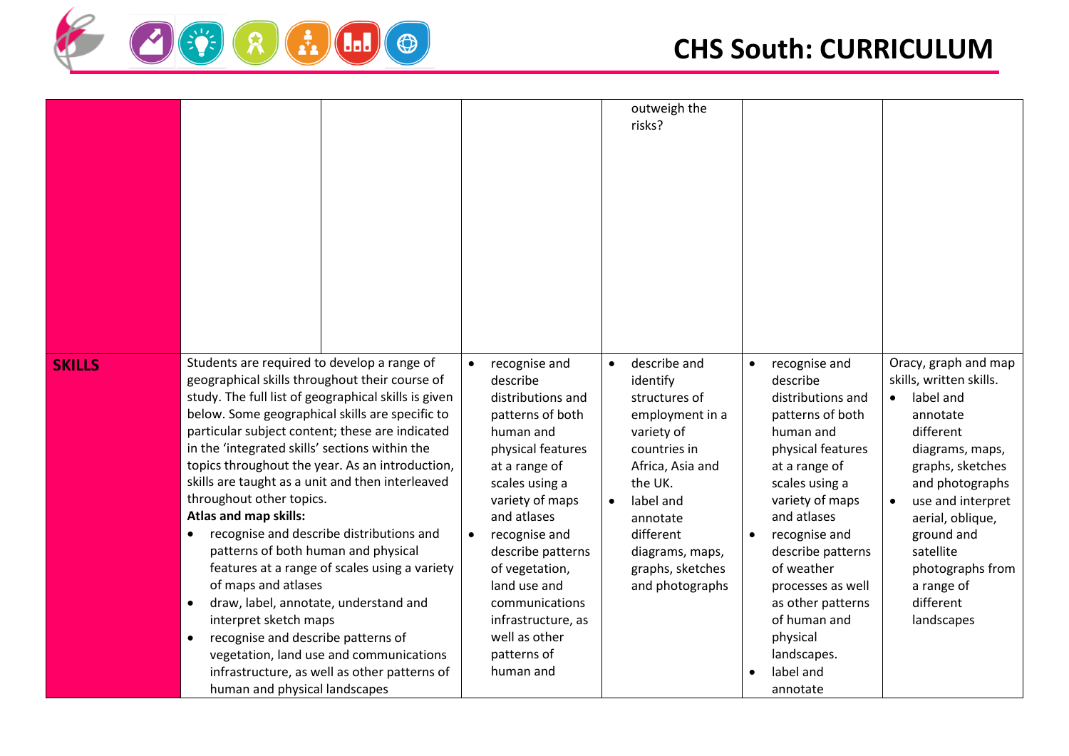| | | | | | | |
|---|---|---|---|---|---|---|
| | | | | outweigh the risks? | | |
| **SKILLS** | Students are required to develop a range of geographical skills throughout their course of study. The full list of geographical skills is given below. Some geographical skills are specific to particular subject content; these are indicated in the 'integrated skills' sections within the topics throughout the year. As an introduction, skills are taught as a unit and then interleaved throughout other topics.<br>**Atlas and map skills:**<br>• recognise and describe distributions and patterns of both human and physical features at a range of scales using a variety of maps and atlases<br>• draw, label, annotate, understand and interpret sketch maps<br>• recognise and describe patterns of vegetation, land use and communications infrastructure, as well as other patterns of human and physical landscapes | | • recognise and describe distributions and patterns of both human and physical features at a range of scales using a variety of maps and atlases<br>• recognise and describe patterns of vegetation, land use and communications infrastructure, as well as other patterns of human and | • describe and identify structures of employment in a variety of countries in Africa, Asia and the UK.<br>• label and annotate different diagrams, maps, graphs, sketches and photographs | • recognise and describe distributions and patterns of both human and physical features at a range of scales using a variety of maps and atlases<br>• recognise and describe patterns of weather processes as well as other patterns of human and physical landscapes.<br>• label and annotate | Oracy, graph and map skills, written skills.<br>• label and annotate different diagrams, maps, graphs, sketches and photographs<br>• use and interpret aerial, oblique, ground and satellite photographs from a range of different landscapes |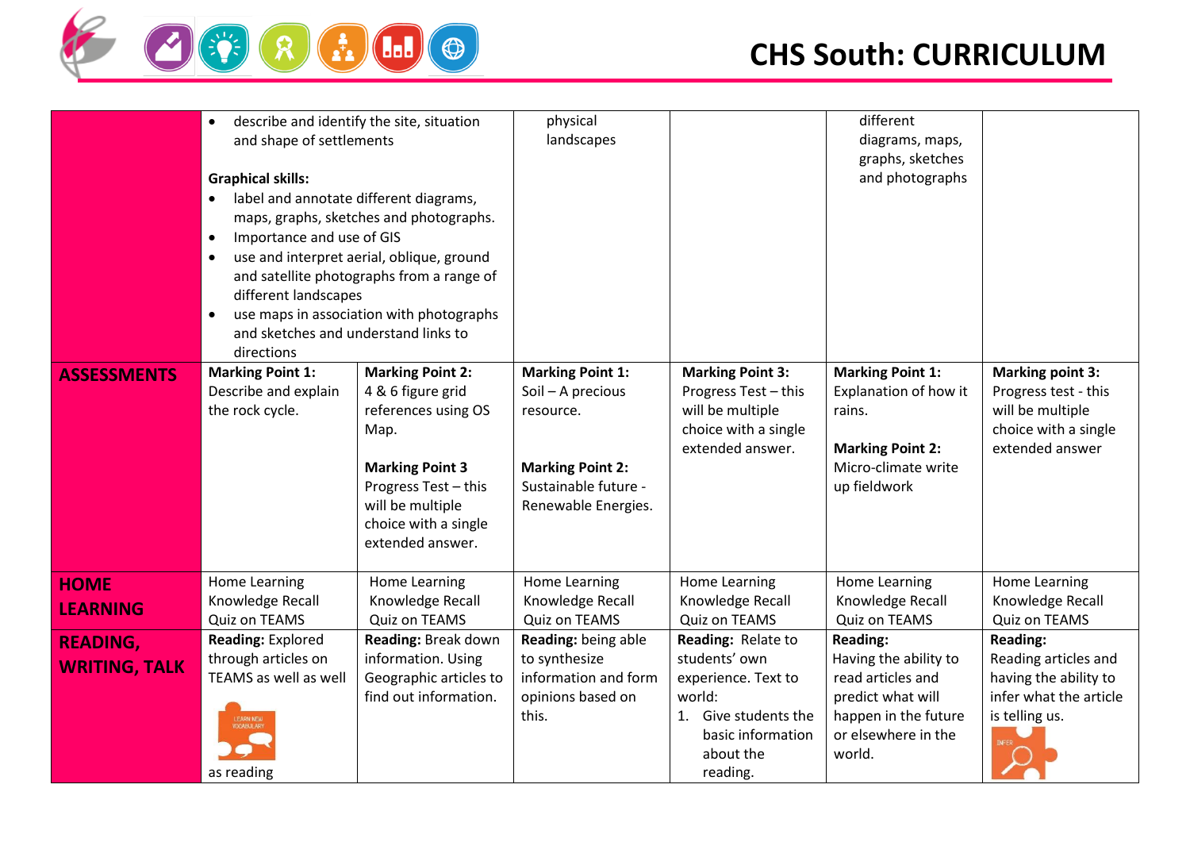## CHS South: CURRICULUM

| | | | | | | |
|---|---|---|---|---|---|---|
| | • describe and identify the site, situation and shape of settlements<br><br>**Graphical skills:**<br>• label and annotate different diagrams, maps, graphs, sketches and photographs.<br>• Importance and use of GIS<br>• use and interpret aerial, oblique, ground and satellite photographs from a range of different landscapes<br>• use maps in association with photographs and sketches and understand links to directions | | physical landscapes | | different diagrams, maps, graphs, sketches and photographs | |
| **ASSESSMENTS** | **Marking Point 1:** Describe and explain the rock cycle. | **Marking Point 2:** 4 & 6 figure grid references using OS Map.<br><br>**Marking Point 3** Progress Test – this will be multiple choice with a single extended answer. | **Marking Point 1:** Soil – A precious resource.<br><br>**Marking Point 2:** Sustainable future - Renewable Energies. | **Marking Point 3:** Progress Test – this will be multiple choice with a single extended answer. | **Marking Point 1:** Explanation of how it rains.<br><br>**Marking Point 2:** Micro-climate write up fieldwork | **Marking point 3:** Progress test - this will be multiple choice with a single extended answer |
| **HOME LEARNING** | Home Learning Knowledge Recall Quiz on TEAMS | Home Learning Knowledge Recall Quiz on TEAMS | Home Learning Knowledge Recall Quiz on TEAMS | Home Learning Knowledge Recall Quiz on TEAMS | Home Learning Knowledge Recall Quiz on TEAMS | Home Learning Knowledge Recall Quiz on TEAMS |
| **READING, WRITING, TALK** | **Reading:** Explored through articles on TEAMS as well as well as reading | **Reading:** Break down information. Using Geographic articles to find out information. | **Reading:** being able to synthesize information and form opinions based on this. | **Reading:** Relate to students' own experience. Text to world:<br>1. Give students the basic information about the reading. | **Reading:** Having the ability to read articles and predict what will happen in the future or elsewhere in the world. | **Reading:** Reading articles and having the ability to infer what the article is telling us. |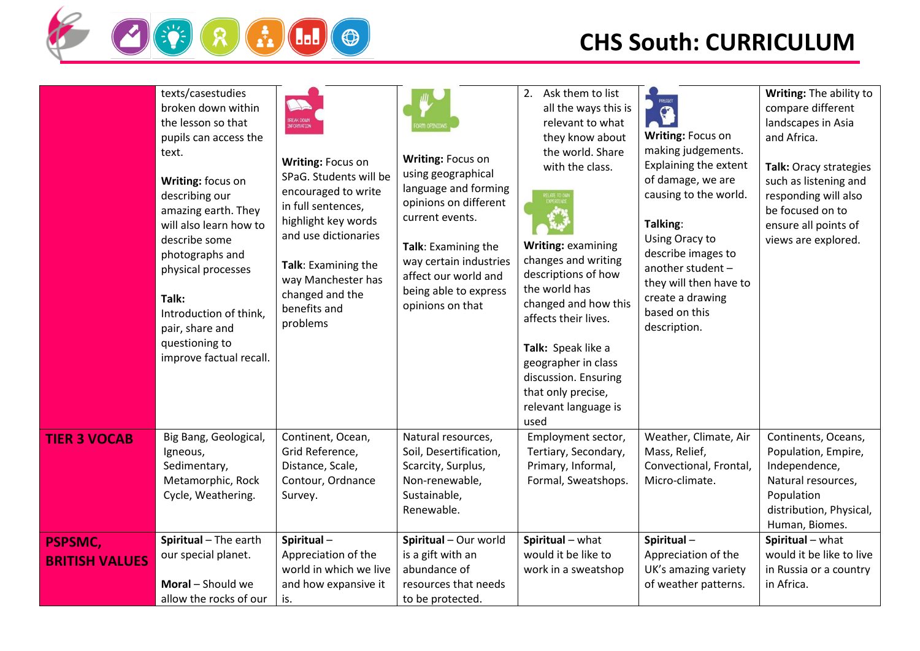| | | | | | | |
|---|---|---|---|---|---|---|
| | texts/casestudies broken down within the lesson so that pupils can access the text.<br><br>**Writing:** focus on describing our amazing earth. They will also learn how to describe some photographs and physical processes<br><br>**Talk:**<br>Introduction of think, pair, share and questioning to improve factual recall. | BREAK DOWN INFORMATION<br><br>**Writing:** Focus on SPaG. Students will be encouraged to write in full sentences, highlight key words and use dictionaries<br><br>**Talk**: Examining the way Manchester has changed and the benefits and problems | FORM OPINIONS<br><br>**Writing:** Focus on using geographical language and forming opinions on different current events.<br><br>**Talk**: Examining the way certain industries affect our world and being able to express opinions on that | 2. Ask them to list all the ways this is relevant to what they know about the world. Share with the class.<br><br>RELATE TO OWN EXPERIENCE<br><br>**Writing:** examining changes and writing descriptions of how the world has changed and how this affects their lives.<br><br>**Talk:** Speak like a geographer in class discussion. Ensuring that only precise, relevant language is used | PREDICT<br><br>**Writing:** Focus on making judgements. Explaining the extent of damage, we are causing to the world.<br><br>**Talking**:<br>Using Oracy to describe images to another student – they will then have to create a drawing based on this description. | **Writing:** The ability to compare different landscapes in Asia and Africa.<br><br>**Talk:** Oracy strategies such as listening and responding will also be focused on to ensure all points of views are explored. |
| **TIER 3 VOCAB** | Big Bang, Geological, Igneous, Sedimentary, Metamorphic, Rock Cycle, Weathering. | Continent, Ocean, Grid Reference, Distance, Scale, Contour, Ordnance Survey. | Natural resources, Soil, Desertification, Scarcity, Surplus, Non-renewable, Sustainable, Renewable. | Employment sector, Tertiary, Secondary, Primary, Informal, Formal, Sweatshops. | Weather, Climate, Air Mass, Relief, Convectional, Frontal, Micro-climate. | Continents, Oceans, Population, Empire, Independence, Natural resources, Population distribution, Physical, Human, Biomes. |
| **PSPSMC, BRITISH VALUES** | **Spiritual** – The earth our special planet.<br><br>**Moral** – Should we allow the rocks of our | **Spiritual** – Appreciation of the world in which we live and how expansive it is. | **Spiritual** – Our world is a gift with an abundance of resources that needs to be protected. | **Spiritual** – what would it be like to work in a sweatshop | **Spiritual** – Appreciation of the UK's amazing variety of weather patterns. | **Spiritual** – what would it be like to live in Russia or a country in Africa. |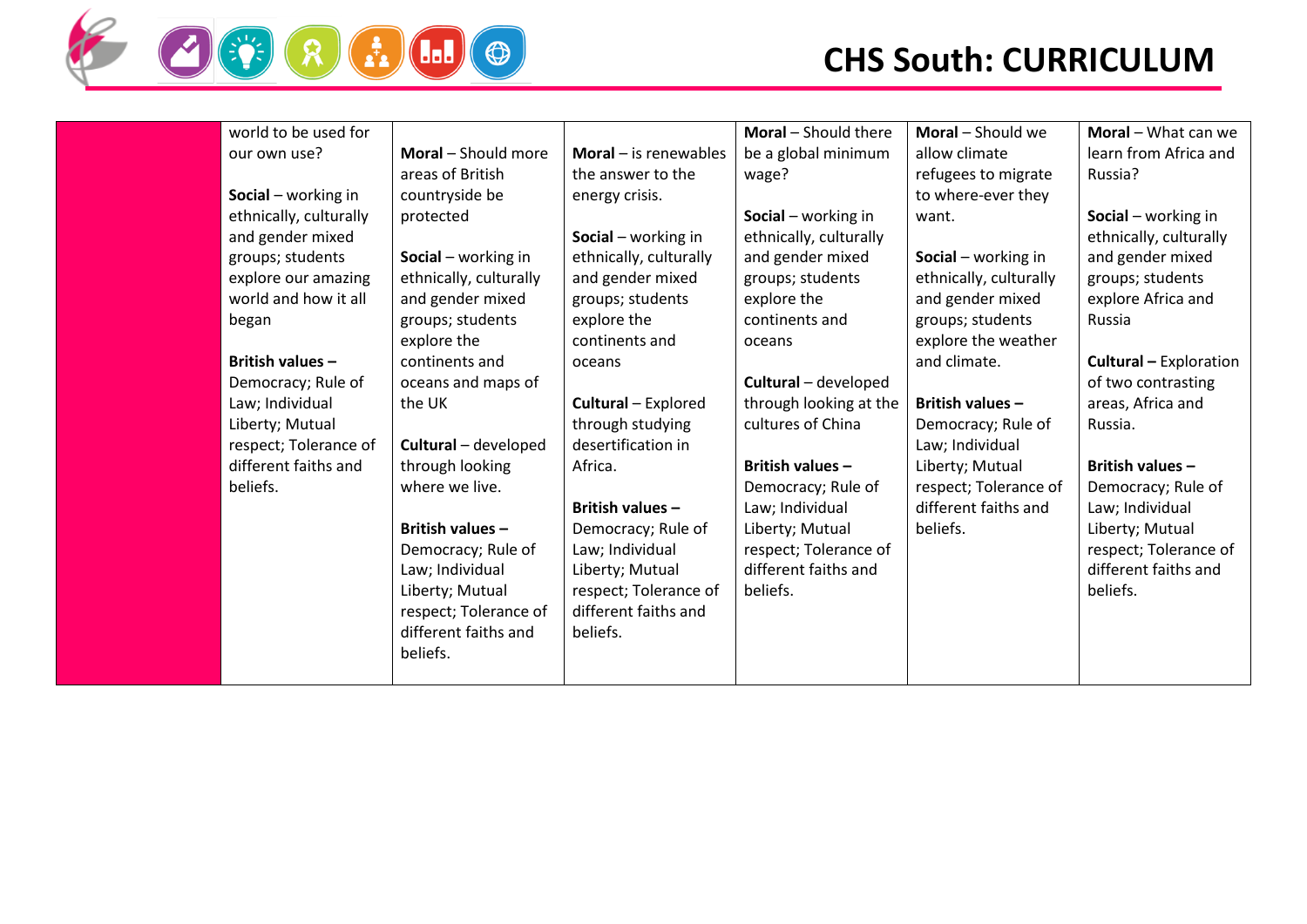| | | | | | | |
|---|---|---|---|---|---|---|
| | world to be used for our own use?<br><br>**Social** – working in ethnically, culturally and gender mixed groups; students explore our amazing world and how it all began<br><br>**British values** – Democracy; Rule of Law; Individual Liberty; Mutual respect; Tolerance of different faiths and beliefs. | **Moral** – Should more areas of British countryside be protected<br><br>**Social** – working in ethnically, culturally and gender mixed groups; students explore the continents and oceans and maps of the UK<br><br>**Cultural** – developed through looking where we live.<br><br>**British values** – Democracy; Rule of Law; Individual Liberty; Mutual respect; Tolerance of different faiths and beliefs. | **Moral** – is renewables the answer to the energy crisis.<br><br>**Social** – working in ethnically, culturally and gender mixed groups; students explore the continents and oceans<br><br>**Cultural** – Explored through studying desertification in Africa.<br><br>**British values** – Democracy; Rule of Law; Individual Liberty; Mutual respect; Tolerance of different faiths and beliefs. | **Moral** – Should there be a global minimum wage?<br><br>**Social** – working in ethnically, culturally and gender mixed groups; students explore the continents and oceans<br><br>**Cultural** – developed through looking at the cultures of China<br><br>**British values** – Democracy; Rule of Law; Individual Liberty; Mutual respect; Tolerance of different faiths and beliefs. | **Moral** – Should we allow climate refugees to migrate to where-ever they want.<br><br>**Social** – working in ethnically, culturally and gender mixed groups; students explore the weather and climate.<br><br>**British values** – Democracy; Rule of Law; Individual Liberty; Mutual respect; Tolerance of different faiths and beliefs. | **Moral** – What can we learn from Africa and Russia?<br><br>**Social** – working in ethnically, culturally and gender mixed groups; students explore Africa and Russia<br><br>**Cultural** – Exploration of two contrasting areas, Africa and Russia.<br><br>**British values** – Democracy; Rule of Law; Individual Liberty; Mutual respect; Tolerance of different faiths and beliefs. |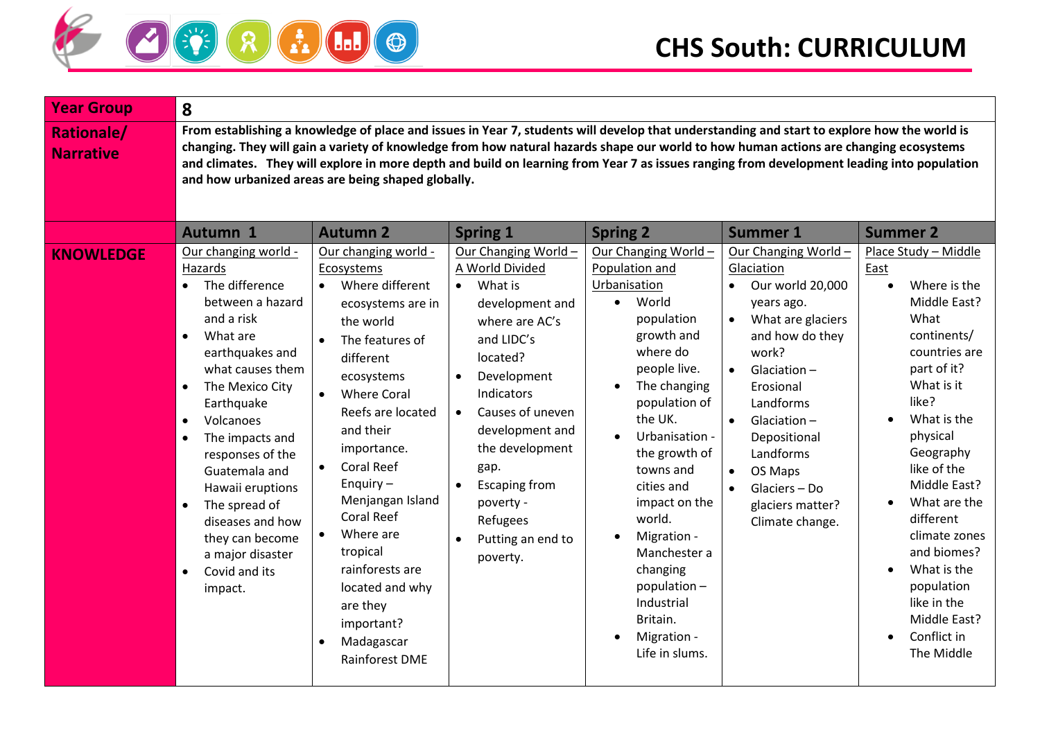# CHS South: CURRICULUM

| Year Group | 8 | | | | | |
|---|---|---|---|---|---|---|
| Rationale/ Narrative | From establishing a knowledge of place and issues in Year 7, students will develop that understanding and start to explore how the world is changing. They will gain a variety of knowledge from how natural hazards shape our world to how human actions are changing ecosystems and climates. They will explore in more depth and build on learning from Year 7 as issues ranging from development leading into population and how urbanized areas are being shaped globally. | | | | | |
| | **Autumn 1** | **Autumn 2** | **Spring 1** | **Spring 2** | **Summer 1** | **Summer 2** |
| **KNOWLEDGE** | Our changing world - Hazards<br>• The difference between a hazard and a risk<br>• What are earthquakes and what causes them<br>• The Mexico City Earthquake<br>• Volcanoes<br>• The impacts and responses of the Guatemala and Hawaii eruptions<br>• The spread of diseases and how they can become a major disaster<br>• Covid and its impact. | Our changing world - Ecosystems<br>• Where different ecosystems are in the world<br>• The features of different ecosystems<br>• Where Coral Reefs are located and their importance.<br>• Coral Reef Enquiry – Menjangan Island Coral Reef<br>• Where are tropical rainforests are located and why are they important?<br>• Madagascar Rainforest DME | Our Changing World – A World Divided<br>• What is development and where are AC's and LIDC's located?<br>• Development Indicators<br>• Causes of uneven development and the development gap.<br>• Escaping from poverty - Refugees<br>• Putting an end to poverty. | Our Changing World – Population and Urbanisation<br>• World population growth and where do people live.<br>• The changing population of the UK.<br>• Urbanisation - the growth of towns and cities and impact on the world.<br>• Migration - Manchester a changing population – Industrial Britain.<br>• Migration - Life in slums. | Our Changing World – Glaciation<br>• Our world 20,000 years ago.<br>• What are glaciers and how do they work?<br>• Glaciation – Erosional Landforms<br>• Glaciation – Depositional Landforms<br>• OS Maps<br>• Glaciers – Do glaciers matter? Climate change. | Place Study – Middle East<br>• Where is the Middle East? What continents/ countries are part of it? What is it like?<br>• What is the physical Geography like of the Middle East?<br>• What are the different climate zones and biomes?<br>• What is the population like in the Middle East?<br>• Conflict in The Middle |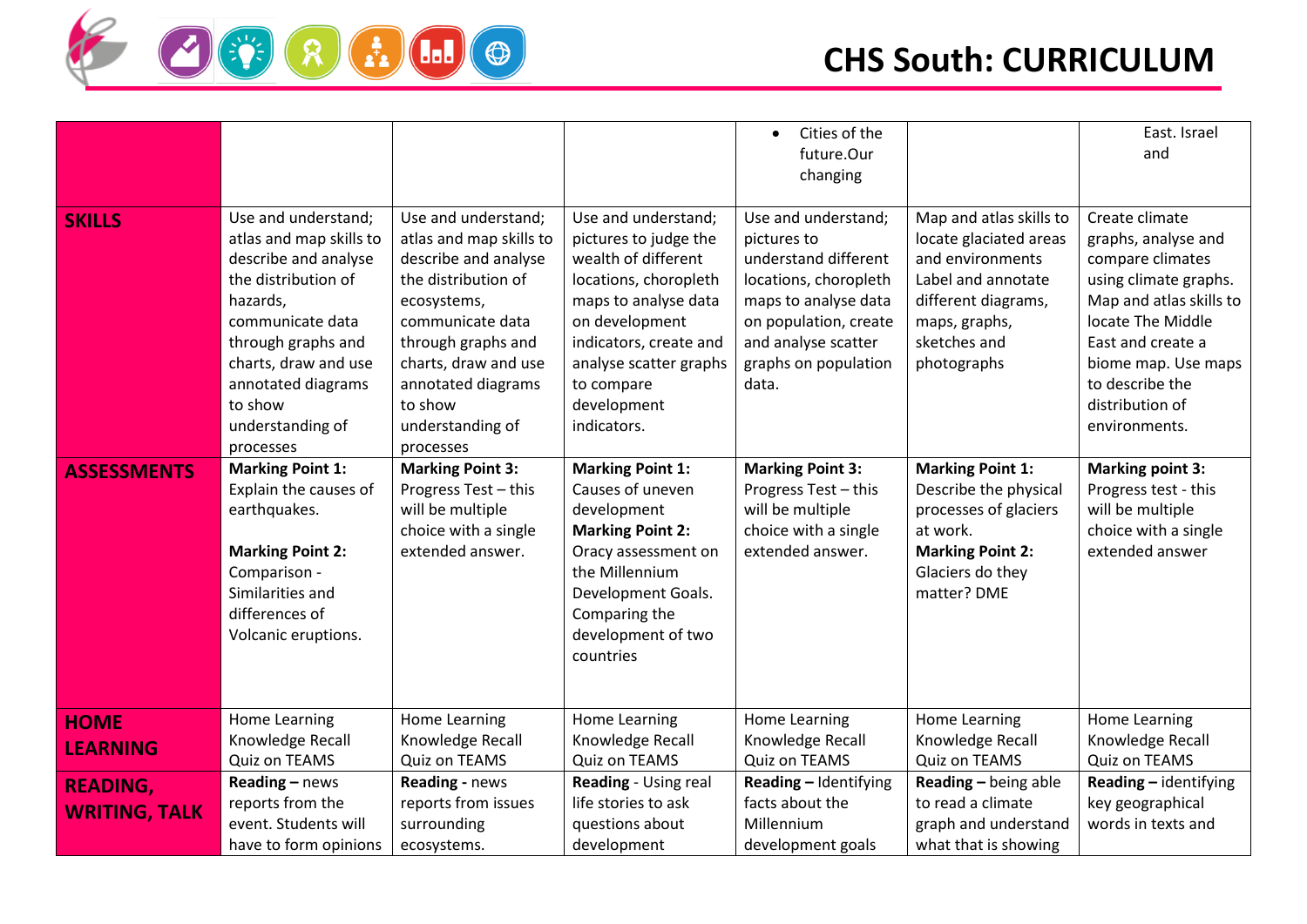| | | | | | | |
|---|---|---|---|---|---|---|
| | | | | • Cities of the future.Our changing | | East. Israel and |
| **SKILLS** | Use and understand; atlas and map skills to describe and analyse the distribution of hazards, communicate data through graphs and charts, draw and use annotated diagrams to show understanding of processes | Use and understand; atlas and map skills to describe and analyse the distribution of ecosystems, communicate data through graphs and charts, draw and use annotated diagrams to show understanding of processes | Use and understand; pictures to judge the wealth of different locations, choropleth maps to analyse data on development indicators, create and analyse scatter graphs to compare development indicators. | Use and understand; pictures to understand different locations, choropleth maps to analyse data on population, create and analyse scatter graphs on population data. | Map and atlas skills to locate glaciated areas and environments Label and annotate different diagrams, maps, graphs, sketches and photographs | Create climate graphs, analyse and compare climates using climate graphs. Map and atlas skills to locate The Middle East and create a biome map. Use maps to describe the distribution of environments. |
| **ASSESSMENTS** | **Marking Point 1:** Explain the causes of earthquakes.<br><br>**Marking Point 2:** Comparison - Similarities and differences of Volcanic eruptions. | **Marking Point 3:** Progress Test – this will be multiple choice with a single extended answer. | **Marking Point 1:** Causes of uneven development **Marking Point 2:** Oracy assessment on the Millennium Development Goals. Comparing the development of two countries | **Marking Point 3:** Progress Test – this will be multiple choice with a single extended answer. | **Marking Point 1:** Describe the physical processes of glaciers at work. **Marking Point 2:** Glaciers do they matter? DME | **Marking point 3:** Progress test - this will be multiple choice with a single extended answer |
| **HOME LEARNING** | Home Learning Knowledge Recall Quiz on TEAMS | Home Learning Knowledge Recall Quiz on TEAMS | Home Learning Knowledge Recall Quiz on TEAMS | Home Learning Knowledge Recall Quiz on TEAMS | Home Learning Knowledge Recall Quiz on TEAMS | Home Learning Knowledge Recall Quiz on TEAMS |
| **READING, WRITING, TALK** | **Reading –** news reports from the event. Students will have to form opinions | **Reading -** news reports from issues surrounding ecosystems. | **Reading** - Using real life stories to ask questions about development | **Reading –** Identifying facts about the Millennium development goals | **Reading –** being able to read a climate graph and understand what that is showing | **Reading –** identifying key geographical words in texts and |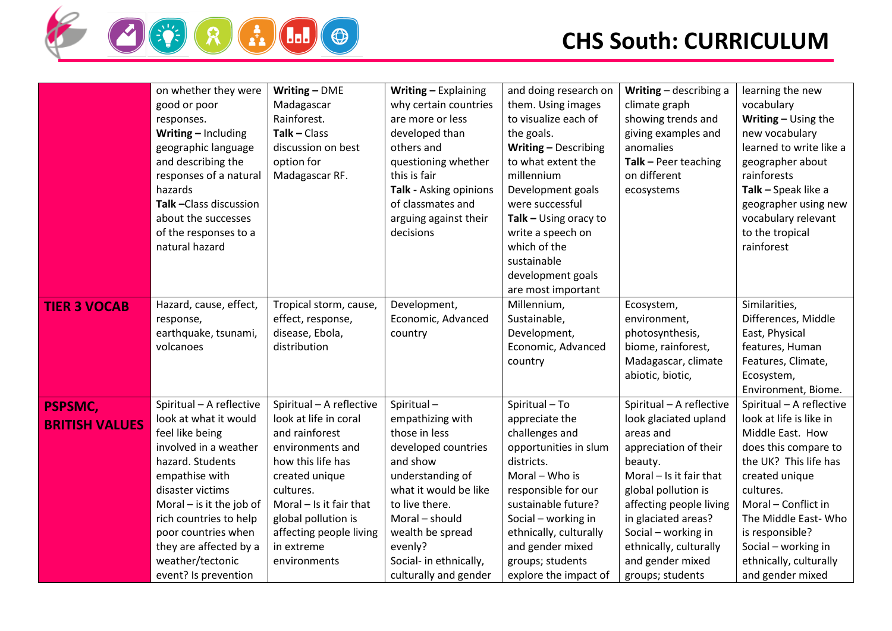| | | | | | | |
|---|---|---|---|---|---|---|
| | on whether they were good or poor responses. **Writing –** Including geographic language and describing the responses of a natural hazards **Talk –**Class discussion about the successes of the responses to a natural hazard | **Writing –** DME Madagascar Rainforest. **Talk –** Class discussion on best option for Madagascar RF. | **Writing –** Explaining why certain countries are more or less developed than others and questioning whether this is fair **Talk -** Asking opinions of classmates and arguing against their decisions | and doing research on them. Using images to visualize each of the goals. **Writing –** Describing to what extent the millennium Development goals were successful **Talk –** Using oracy to write a speech on which of the sustainable development goals are most important | **Writing** – describing a climate graph showing trends and giving examples and anomalies **Talk –** Peer teaching on different ecosystems | learning the new vocabulary **Writing –** Using the new vocabulary learned to write like a geographer about rainforests **Talk –** Speak like a geographer using new vocabulary relevant to the tropical rainforest |
| **TIER 3 VOCAB** | Hazard, cause, effect, response, earthquake, tsunami, volcanoes | Tropical storm, cause, effect, response, disease, Ebola, distribution | Development, Economic, Advanced country | Millennium, Sustainable, Development, Economic, Advanced country | Ecosystem, environment, photosynthesis, biome, rainforest, Madagascar, climate abiotic, biotic, | Similarities, Differences, Middle East, Physical features, Human Features, Climate, Ecosystem, Environment, Biome. |
| **PSPSMC, BRITISH VALUES** | Spiritual – A reflective look at what it would feel like being involved in a weather hazard. Students empathise with disaster victims Moral – is it the job of rich countries to help poor countries when they are affected by a weather/tectonic event? Is prevention | Spiritual – A reflective look at life in coral and rainforest environments and how this life has created unique cultures. Moral – Is it fair that global pollution is affecting people living in extreme environments | Spiritual – empathizing with those in less developed countries and show understanding of what it would be like to live there. Moral – should wealth be spread evenly? Social- in ethnically, culturally and gender | Spiritual – To appreciate the challenges and opportunities in slum districts. Moral – Who is responsible for our sustainable future? Social – working in ethnically, culturally and gender mixed groups; students explore the impact of | Spiritual – A reflective look glaciated upland areas and appreciation of their beauty. Moral – Is it fair that global pollution is affecting people living in glaciated areas? Social – working in ethnically, culturally and gender mixed groups; students | Spiritual – A reflective look at life is like in Middle East. How does this compare to the UK? This life has created unique cultures. Moral – Conflict in The Middle East- Who is responsible? Social – working in ethnically, culturally and gender mixed |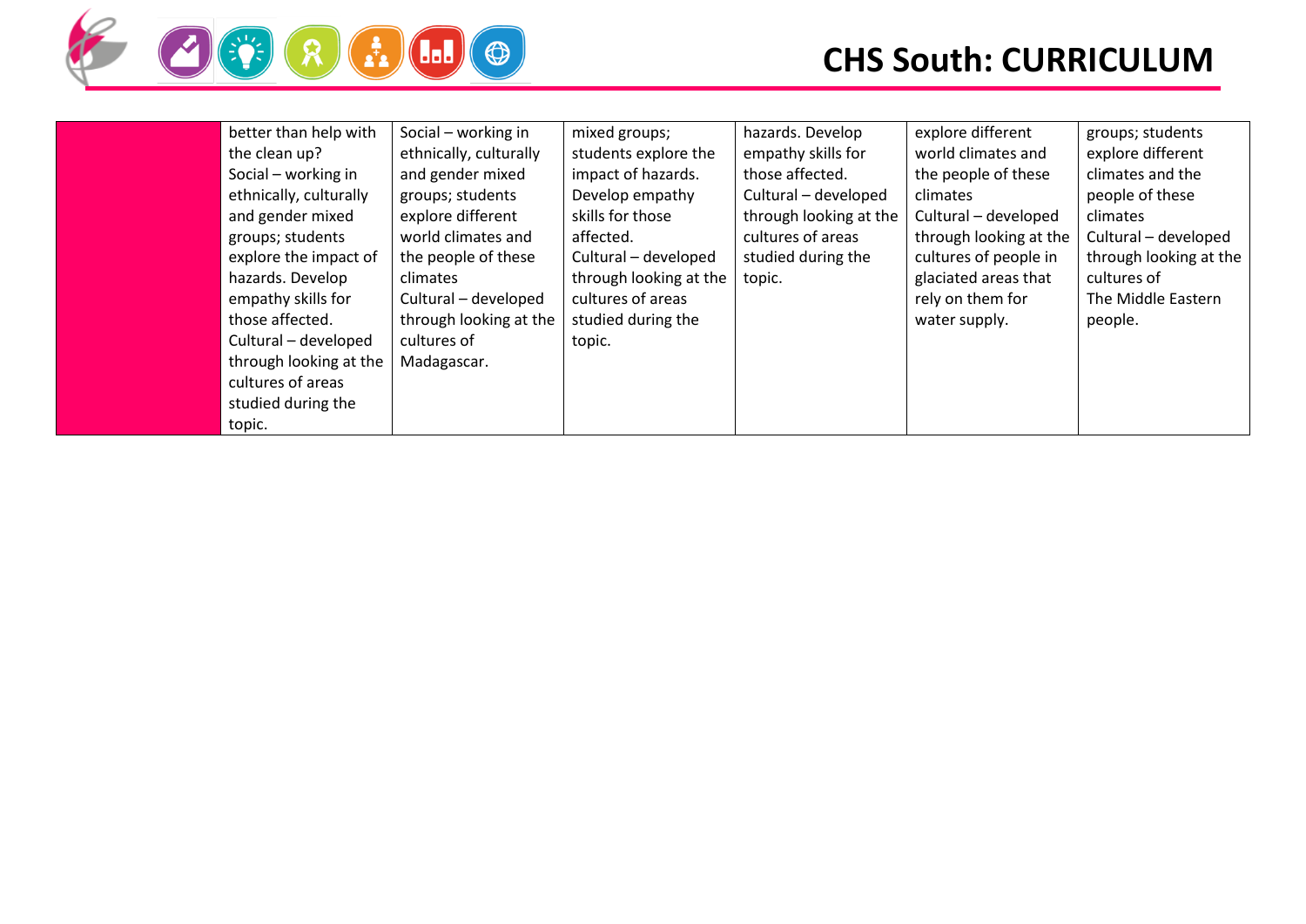|  |  |  |  |  |  |  |
|---|---|---|---|---|---|---|
|  | better than help with the clean up?<br>Social – working in ethnically, culturally and gender mixed groups; students explore the impact of hazards. Develop empathy skills for those affected.<br>Cultural – developed through looking at the cultures of areas studied during the topic. | Social – working in ethnically, culturally and gender mixed groups; students explore different world climates and the people of these climates<br>Cultural – developed through looking at the cultures of Madagascar. | mixed groups; students explore the impact of hazards. Develop empathy skills for those affected.<br>Cultural – developed through looking at the cultures of areas studied during the topic. | hazards. Develop empathy skills for those affected.<br>Cultural – developed through looking at the cultures of areas studied during the topic. | explore different world climates and the people of these climates<br>Cultural – developed through looking at the cultures of people in glaciated areas that rely on them for water supply. | groups; students explore different climates and the people of these climates<br>Cultural – developed through looking at the cultures of The Middle Eastern people. |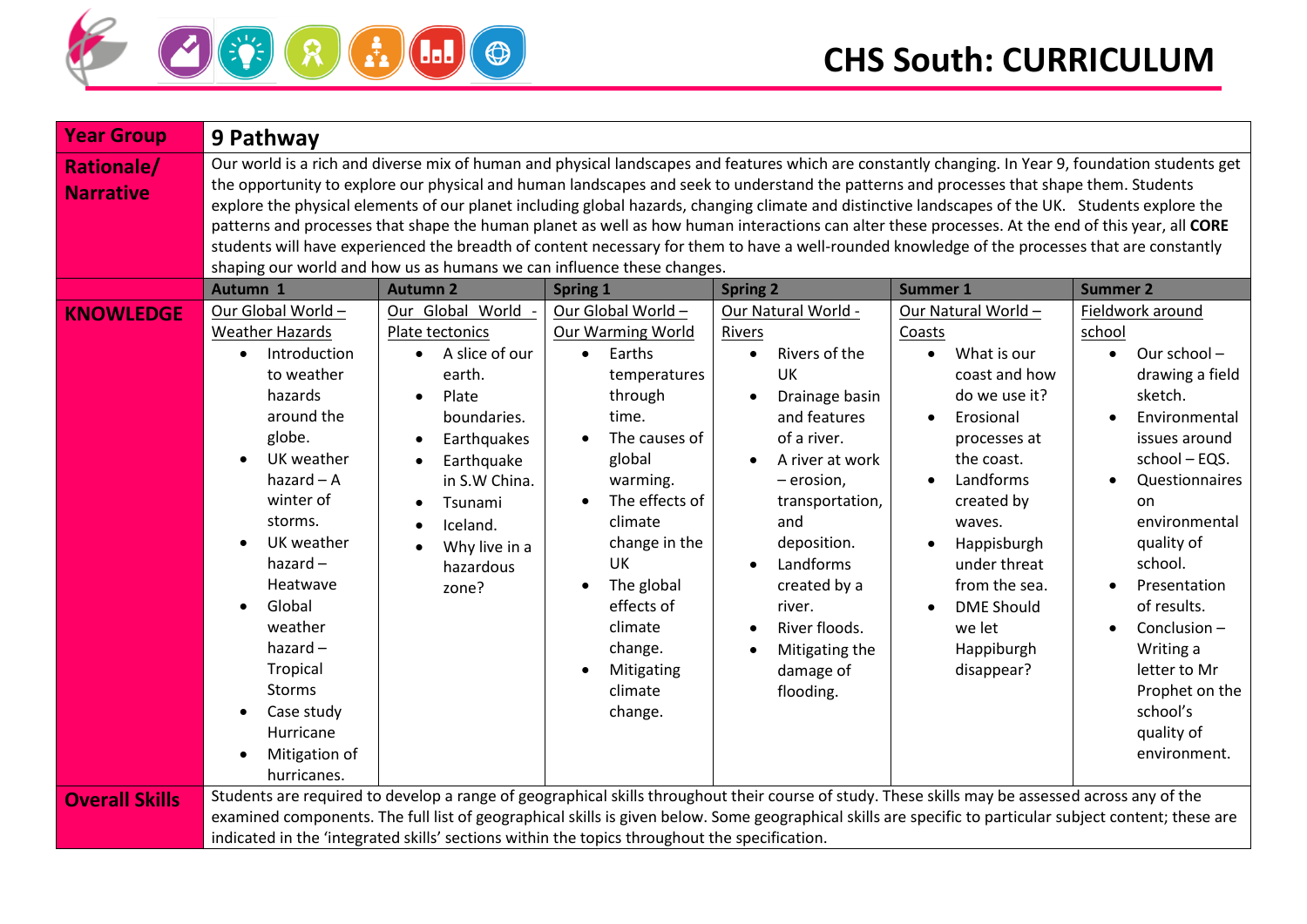# CHS South: CURRICULUM

| Year Group | 9 Pathway | | | | | |
|---|---|---|---|---|---|---|
| Rationale/ Narrative | Our world is a rich and diverse mix of human and physical landscapes and features which are constantly changing. In Year 9, foundation students get the opportunity to explore our physical and human landscapes and seek to understand the patterns and processes that shape them. Students explore the physical elements of our planet including global hazards, changing climate and distinctive landscapes of the UK. Students explore the patterns and processes that shape the human planet as well as how human interactions can alter these processes. At the end of this year, all **CORE** students will have experienced the breadth of content necessary for them to have a well-rounded knowledge of the processes that are constantly shaping our world and how us as humans we can influence these changes. | | | | | |
| | **Autumn 1** | **Autumn 2** | **Spring 1** | **Spring 2** | **Summer 1** | **Summer 2** |
| **KNOWLEDGE** | Our Global World – Weather Hazards<br>• Introduction to weather hazards around the globe.<br>• UK weather hazard – A winter of storms.<br>• UK weather hazard – Heatwave<br>• Global weather hazard – Tropical Storms<br>• Case study Hurricane<br>• Mitigation of hurricanes. | Our Global World - Plate tectonics<br>• A slice of our earth.<br>• Plate boundaries.<br>• Earthquakes<br>• Earthquake in S.W China.<br>• Tsunami<br>• Iceland.<br>• Why live in a hazardous zone? | Our Global World – Our Warming World<br>• Earths temperatures through time.<br>• The causes of global warming.<br>• The effects of climate change in the UK<br>• The global effects of climate change.<br>• Mitigating climate change. | Our Natural World - Rivers<br>• Rivers of the UK<br>• Drainage basin and features of a river.<br>• A river at work – erosion, transportation, and deposition.<br>• Landforms created by a river.<br>• River floods.<br>• Mitigating the damage of flooding. | Our Natural World – Coasts<br>• What is our coast and how do we use it?<br>• Erosional processes at the coast.<br>• Landforms created by waves.<br>• Happisburgh under threat from the sea.<br>• DME Should we let Happiburgh disappear? | Fieldwork around school<br>• Our school – drawing a field sketch.<br>• Environmental issues around school – EQS.<br>• Questionnaires on environmental quality of school.<br>• Presentation of results.<br>• Conclusion – Writing a letter to Mr Prophet on the school's quality of environment. |
| **Overall Skills** | Students are required to develop a range of geographical skills throughout their course of study. These skills may be assessed across any of the examined components. The full list of geographical skills is given below. Some geographical skills are specific to particular subject content; these are indicated in the 'integrated skills' sections within the topics throughout the specification. | | | | | |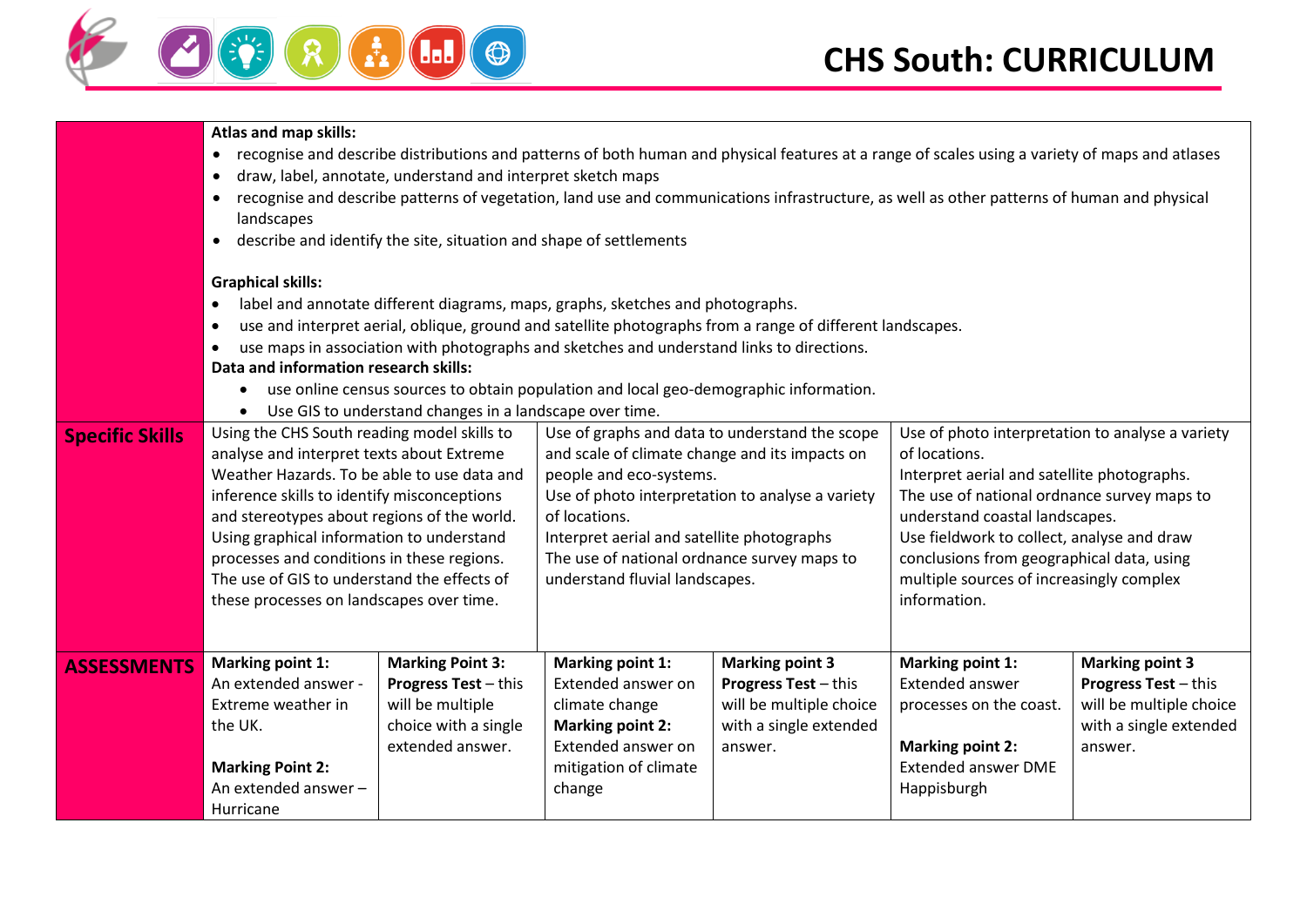| | | | | | | |
|---|---|---|---|---|---|---|
| | **Atlas and map skills:**<br>• recognise and describe distributions and patterns of both human and physical features at a range of scales using a variety of maps and atlases<br>• draw, label, annotate, understand and interpret sketch maps<br>• recognise and describe patterns of vegetation, land use and communications infrastructure, as well as other patterns of human and physical landscapes<br>• describe and identify the site, situation and shape of settlements<br><br>**Graphical skills:**<br>• label and annotate different diagrams, maps, graphs, sketches and photographs.<br>• use and interpret aerial, oblique, ground and satellite photographs from a range of different landscapes.<br>• use maps in association with photographs and sketches and understand links to directions.<br>**Data and information research skills:**<br>• use online census sources to obtain population and local geo-demographic information.<br>• Use GIS to understand changes in a landscape over time. | | | | | |
| **Specific Skills** | Using the CHS South reading model skills to analyse and interpret texts about Extreme Weather Hazards. To be able to use data and inference skills to identify misconceptions and stereotypes about regions of the world. Using graphical information to understand processes and conditions in these regions. The use of GIS to understand the effects of these processes on landscapes over time. | | Use of graphs and data to understand the scope and scale of climate change and its impacts on people and eco-systems.<br>Use of photo interpretation to analyse a variety of locations.<br>Interpret aerial and satellite photographs<br>The use of national ordnance survey maps to understand fluvial landscapes. | | Use of photo interpretation to analyse a variety of locations.<br>Interpret aerial and satellite photographs.<br>The use of national ordnance survey maps to understand coastal landscapes.<br>Use fieldwork to collect, analyse and draw conclusions from geographical data, using multiple sources of increasingly complex information. | |
| **ASSESSMENTS** | **Marking point 1:**<br>An extended answer - Extreme weather in the UK.<br><br>**Marking Point 2:**<br>An extended answer – Hurricane | **Marking Point 3:**<br>**Progress Test** – this will be multiple choice with a single extended answer. | **Marking point 1:**<br>Extended answer on climate change<br>**Marking point 2:**<br>Extended answer on mitigation of climate change | **Marking point 3**<br>**Progress Test** – this will be multiple choice with a single extended answer. | **Marking point 1:**<br>Extended answer processes on the coast.<br><br>**Marking point 2:**<br>Extended answer DME Happisburgh | **Marking point 3**<br>**Progress Test** – this will be multiple choice with a single extended answer. |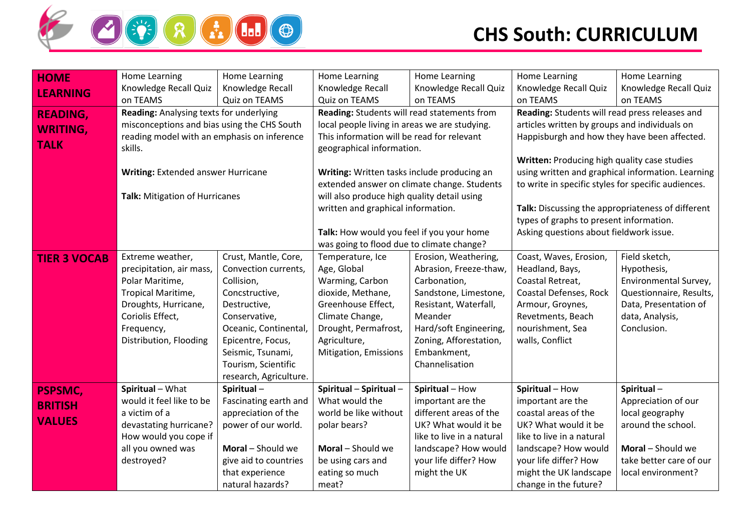# CHS South: CURRICULUM

| | | | | | | |
|---|---|---|---|---|---|---|
| **HOME LEARNING** | Home Learning Knowledge Recall Quiz on TEAMS | Home Learning Knowledge Recall Quiz on TEAMS | Home Learning Knowledge Recall Quiz on TEAMS | Home Learning Knowledge Recall Quiz on TEAMS | Home Learning Knowledge Recall Quiz on TEAMS | Home Learning Knowledge Recall Quiz on TEAMS |
| **READING, WRITING, TALK** | **Reading:** Analysing texts for underlying misconceptions and bias using the CHS South reading model with an emphasis on inference skills.<br><br>**Writing:** Extended answer Hurricane<br><br>**Talk:** Mitigation of Hurricanes | | **Reading:** Students will read statements from local people living in areas we are studying. This information will be read for relevant geographical information.<br><br>**Writing:** Written tasks include producing an extended answer on climate change. Students will also produce high quality detail using written and graphical information.<br><br>**Talk:** How would you feel if you your home was going to flood due to climate change? | | **Reading:** Students will read press releases and articles written by groups and individuals on Happisburgh and how they have been affected.<br><br>**Written:** Producing high quality case studies using written and graphical information. Learning to write in specific styles for specific audiences.<br><br>**Talk:** Discussing the appropriateness of different types of graphs to present information. Asking questions about fieldwork issue. | |
| **TIER 3 VOCAB** | Extreme weather, precipitation, air mass, Polar Maritime, Tropical Maritime, Droughts, Hurricane, Coriolis Effect, Frequency, Distribution, Flooding | Crust, Mantle, Core, Convection currents, Collision, Concstructive, Destructive, Conservative, Oceanic, Continental, Epicentre, Focus, Seismic, Tsunami, Tourism, Scientific research, Agriculture. | Temperature, Ice Age, Global Warming, Carbon dioxide, Methane, Greenhouse Effect, Climate Change, Drought, Permafrost, Agriculture, Mitigation, Emissions | Erosion, Weathering, Abrasion, Freeze-thaw, Carbonation, Sandstone, Limestone, Resistant, Waterfall, Meander Hard/soft Engineering, Zoning, Afforestation, Embankment, Channelisation | Coast, Waves, Erosion, Headland, Bays, Coastal Retreat, Coastal Defenses, Rock Armour, Groynes, Revetments, Beach nourishment, Sea walls, Conflict | Field sketch, Hypothesis, Environmental Survey, Questionnaire, Results, Data, Presentation of data, Analysis, Conclusion. |
| **PSPSMC, BRITISH VALUES** | **Spiritual** – What would it feel like to be a victim of a devastating hurricane? How would you cope if all you owned was destroyed? | **Spiritual** – Fascinating earth and appreciation of the power of our world.<br><br>**Moral** – Should we give aid to countries that experience natural hazards? | **Spiritual** – **Spiritual** – What would the world be like without polar bears?<br><br>**Moral** – Should we be using cars and eating so much meat? | **Spiritual** – How important are the different areas of the UK? What would it be like to live in a natural landscape? How would your life differ? How might the UK | **Spiritual** – How important are the coastal areas of the UK? What would it be like to live in a natural landscape? How would your life differ? How might the UK landscape change in the future? | **Spiritual** – Appreciation of our local geography around the school.<br><br>**Moral** – Should we take better care of our local environment? |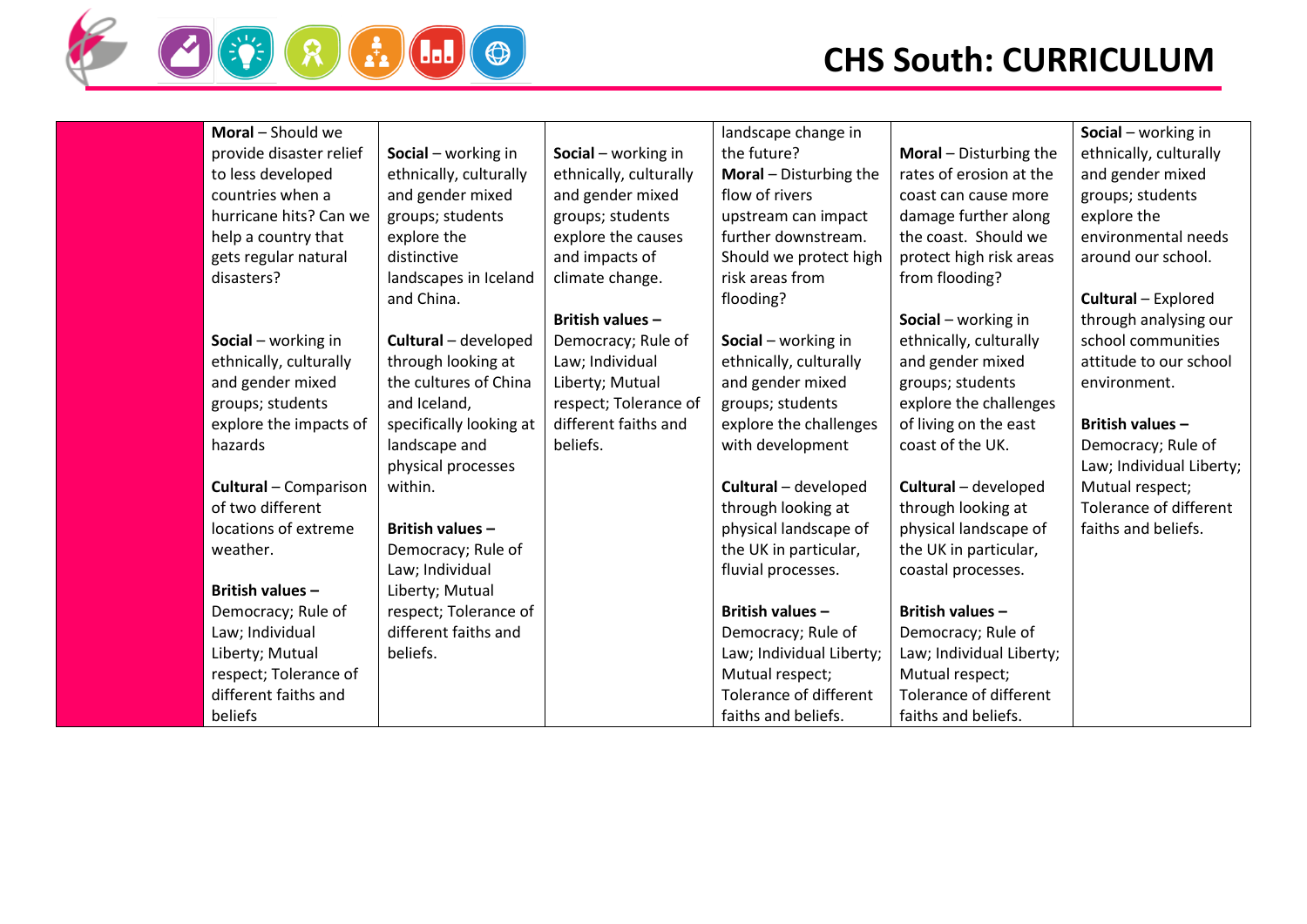| | | | | | | |
|---|---|---|---|---|---|---|
| | **Moral** – Should we provide disaster relief to less developed countries when a hurricane hits? Can we help a country that gets regular natural disasters?<br><br>**Social** – working in ethnically, culturally and gender mixed groups; students explore the impacts of hazards<br><br>**Cultural** – Comparison of two different locations of extreme weather.<br><br>**British values** – Democracy; Rule of Law; Individual Liberty; Mutual respect; Tolerance of different faiths and beliefs | **Social** – working in ethnically, culturally and gender mixed groups; students explore the distinctive landscapes in Iceland and China.<br><br>**Cultural** – developed through looking at the cultures of China and Iceland, specifically looking at landscape and physical processes within.<br><br>**British values** – Democracy; Rule of Law; Individual Liberty; Mutual respect; Tolerance of different faiths and beliefs. | **Social** – working in ethnically, culturally and gender mixed groups; students explore the causes and impacts of climate change.<br><br>**British values** – Democracy; Rule of Law; Individual Liberty; Mutual respect; Tolerance of different faiths and beliefs. | landscape change in the future?<br>**Moral** – Disturbing the flow of rivers upstream can impact further downstream. Should we protect high risk areas from flooding?<br><br>**Social** – working in ethnically, culturally and gender mixed groups; students explore the challenges with development<br><br>**Cultural** – developed through looking at physical landscape of the UK in particular, fluvial processes.<br><br>**British values** – Democracy; Rule of Law; Individual Liberty; Mutual respect; Tolerance of different faiths and beliefs. | **Moral** – Disturbing the rates of erosion at the coast can cause more damage further along the coast. Should we protect high risk areas from flooding?<br><br>**Social** – working in ethnically, culturally and gender mixed groups; students explore the challenges of living on the east coast of the UK.<br><br>**Cultural** – developed through looking at physical landscape of the UK in particular, coastal processes.<br><br>**British values** – Democracy; Rule of Law; Individual Liberty; Mutual respect; Tolerance of different faiths and beliefs. | **Social** – working in ethnically, culturally and gender mixed groups; students explore the environmental needs around our school.<br><br>**Cultural** – Explored through analysing our school communities attitude to our school environment.<br><br>**British values** – Democracy; Rule of Law; Individual Liberty; Mutual respect; Tolerance of different faiths and beliefs. |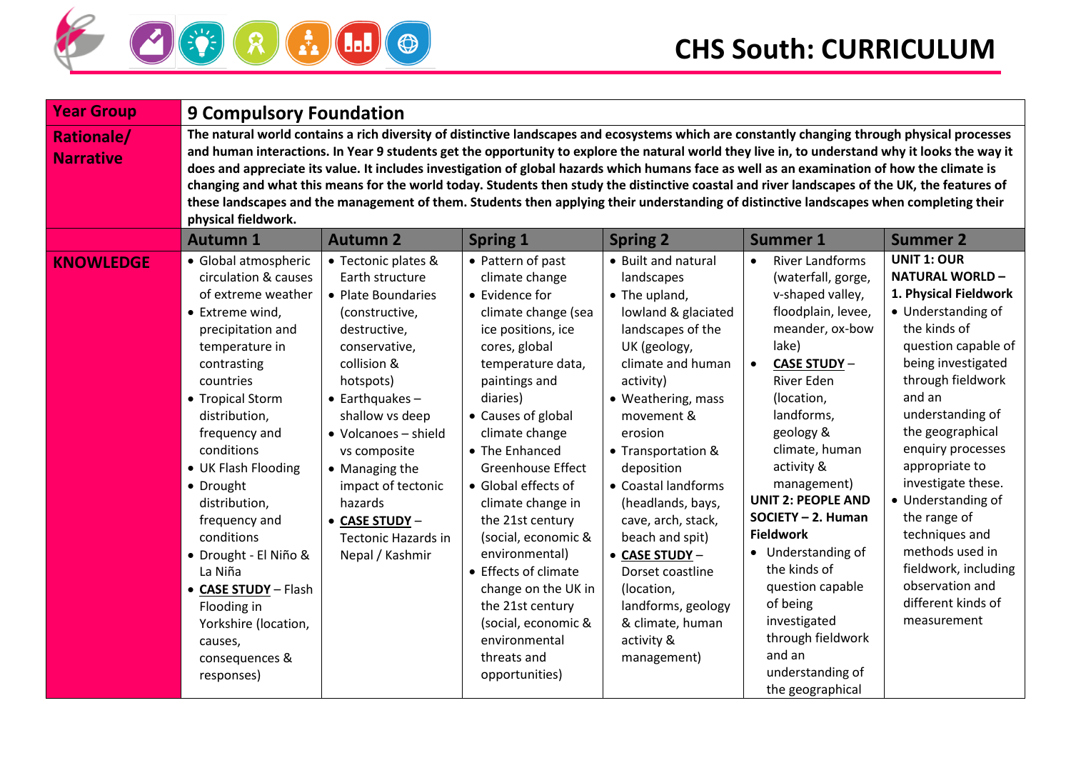# CHS South: CURRICULUM

| Year Group | 9 Compulsory Foundation | | | | | |
|---|---|---|---|---|---|---|
| Rationale/ Narrative | **The natural world contains a rich diversity of distinctive landscapes and ecosystems which are constantly changing through physical processes and human interactions. In Year 9 students get the opportunity to explore the natural world they live in, to understand why it looks the way it does and appreciate its value. It includes investigation of global hazards which humans face as well as an examination of how the climate is changing and what this means for the world today. Students then study the distinctive coastal and river landscapes of the UK, the features of these landscapes and the management of them. Students then applying their understanding of distinctive landscapes when completing their physical fieldwork.** | | | | | |
| | **Autumn 1** | **Autumn 2** | **Spring 1** | **Spring 2** | **Summer 1** | **Summer 2** |
| **KNOWLEDGE** | • Global atmospheric circulation & causes of extreme weather<br>• Extreme wind, precipitation and temperature in contrasting countries<br>• Tropical Storm distribution, frequency and conditions<br>• UK Flash Flooding<br>• Drought distribution, frequency and conditions<br>• Drought - El Niño & La Niña<br>• **CASE STUDY** – Flash Flooding in Yorkshire (location, causes, consequences & responses) | • Tectonic plates & Earth structure<br>• Plate Boundaries (constructive, destructive, conservative, collision & hotspots)<br>• Earthquakes – shallow vs deep<br>• Volcanoes – shield vs composite<br>• Managing the impact of tectonic hazards<br>• **CASE STUDY** – Tectonic Hazards in Nepal / Kashmir | • Pattern of past climate change<br>• Evidence for climate change (sea ice positions, ice cores, global temperature data, paintings and diaries)<br>• Causes of global climate change<br>• The Enhanced Greenhouse Effect<br>• Global effects of climate change in the 21st century (social, economic & environmental)<br>• Effects of climate change on the UK in the 21st century (social, economic & environmental threats and opportunities) | • Built and natural landscapes<br>• The upland, lowland & glaciated landscapes of the UK (geology, climate and human activity)<br>• Weathering, mass movement & erosion<br>• Transportation & deposition<br>• Coastal landforms (headlands, bays, cave, arch, stack, beach and spit)<br>• **CASE STUDY** – Dorset coastline (location, landforms, geology & climate, human activity & management) | • River Landforms (waterfall, gorge, v-shaped valley, floodplain, levee, meander, ox-bow lake)<br>• **CASE STUDY** – River Eden (location, landforms, geology & climate, human activity & management)<br>**UNIT 2: PEOPLE AND SOCIETY – 2. Human Fieldwork**<br>• Understanding of the kinds of question capable of being investigated through fieldwork and an understanding of the geographical | **UNIT 1: OUR NATURAL WORLD – 1. Physical Fieldwork**<br>• Understanding of the kinds of question capable of being investigated through fieldwork and an understanding of the geographical enquiry processes appropriate to investigate these.<br>• Understanding of the range of techniques and methods used in fieldwork, including observation and different kinds of measurement |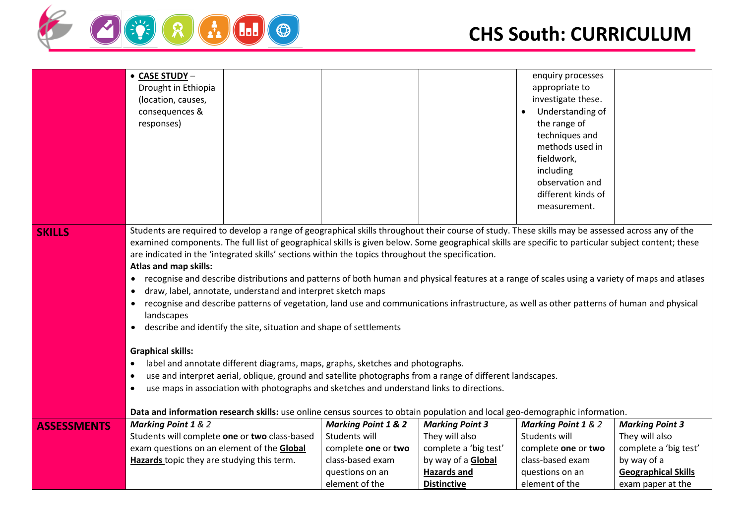| | | | | | | |
|---|---|---|---|---|---|---|
| | • **CASE STUDY** – Drought in Ethiopia (location, causes, consequences & responses) | | | | enquiry processes appropriate to investigate these.<br>• Understanding of the range of techniques and methods used in fieldwork, including observation and different kinds of measurement. | |
| **SKILLS** | Students are required to develop a range of geographical skills throughout their course of study. These skills may be assessed across any of the examined components. The full list of geographical skills is given below. Some geographical skills are specific to particular subject content; these are indicated in the 'integrated skills' sections within the topics throughout the specification.<br>**Atlas and map skills:**<br>• recognise and describe distributions and patterns of both human and physical features at a range of scales using a variety of maps and atlases<br>• draw, label, annotate, understand and interpret sketch maps<br>• recognise and describe patterns of vegetation, land use and communications infrastructure, as well as other patterns of human and physical landscapes<br>• describe and identify the site, situation and shape of settlements<br><br>**Graphical skills:**<br>• label and annotate different diagrams, maps, graphs, sketches and photographs.<br>• use and interpret aerial, oblique, ground and satellite photographs from a range of different landscapes.<br>• use maps in association with photographs and sketches and understand links to directions.<br><br>**Data and information research skills:** use online census sources to obtain population and local geo-demographic information. | | | | | |
| **ASSESSMENTS** | ***Marking Point 1** & 2*<br>Students will complete **one** or **two** class-based exam questions on an element of the **Global Hazards** topic they are studying this term. | | ***Marking Point 1 & 2***<br>Students will complete **one** or **two** class-based exam questions on an element of the | ***Marking Point 3***<br>They will also complete a 'big test' by way of a **Global Hazards and Distinctive** | ***Marking Point 1** & 2*<br>Students will complete **one** or **two** class-based exam questions on an element of the | ***Marking Point 3***<br>They will also complete a 'big test' by way of a **Geographical Skills** exam paper at the |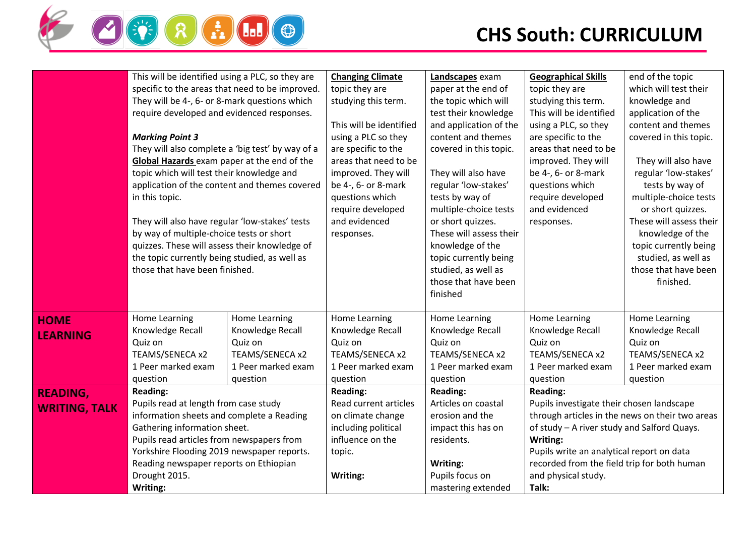# CHS South: CURRICULUM

| | | | | | | |
|---|---|---|---|---|---|---|
| | This will be identified using a PLC, so they are specific to the areas that need to be improved. They will be 4-, 6- or 8-mark questions which require developed and evidenced responses.<br><br>***Marking Point 3***<br>They will also complete a 'big test' by way of a **Global Hazards** exam paper at the end of the topic which will test their knowledge and application of the content and themes covered in this topic.<br><br>They will also have regular 'low-stakes' tests by way of multiple-choice tests or short quizzes. These will assess their knowledge of the topic currently being studied, as well as those that have been finished. | | **Changing Climate** topic they are studying this term.<br><br>This will be identified using a PLC so they are specific to the areas that need to be improved. They will be 4-, 6- or 8-mark questions which require developed and evidenced responses. | **Landscapes** exam paper at the end of the topic which will test their knowledge and application of the content and themes covered in this topic.<br><br>They will also have regular 'low-stakes' tests by way of multiple-choice tests or short quizzes. These will assess their knowledge of the topic currently being studied, as well as those that have been finished | **Geographical Skills** topic they are studying this term. This will be identified using a PLC, so they are specific to the areas that need to be improved. They will be 4-, 6- or 8-mark questions which require developed and evidenced responses. | end of the topic which will test their knowledge and application of the content and themes covered in this topic.<br><br>They will also have regular 'low-stakes' tests by way of multiple-choice tests or short quizzes. These will assess their knowledge of the topic currently being studied, as well as those that have been finished. |
| **HOME LEARNING** | Home Learning Knowledge Recall Quiz on TEAMS/SENECA x2 1 Peer marked exam question | Home Learning Knowledge Recall Quiz on TEAMS/SENECA x2 1 Peer marked exam question | Home Learning Knowledge Recall Quiz on TEAMS/SENECA x2 1 Peer marked exam question | Home Learning Knowledge Recall Quiz on TEAMS/SENECA x2 1 Peer marked exam question | Home Learning Knowledge Recall Quiz on TEAMS/SENECA x2 1 Peer marked exam question | Home Learning Knowledge Recall Quiz on TEAMS/SENECA x2 1 Peer marked exam question |
| **READING, WRITING, TALK** | **Reading:**<br>Pupils read at length from case study information sheets and complete a Reading Gathering information sheet.<br>Pupils read articles from newspapers from Yorkshire Flooding 2019 newspaper reports.<br>Reading newspaper reports on Ethiopian Drought 2015.<br>**Writing:** | | **Reading:**<br>Read current articles on climate change including political influence on the topic.<br><br>**Writing:** | **Reading:**<br>Articles on coastal erosion and the impact this has on residents.<br><br>**Writing:**<br>Pupils focus on mastering extended | **Reading:**<br>Pupils investigate their chosen landscape through articles in the news on their two areas of study – A river study and Salford Quays.<br>**Writing:**<br>Pupils write an analytical report on data recorded from the field trip for both human and physical study.<br>**Talk:** | |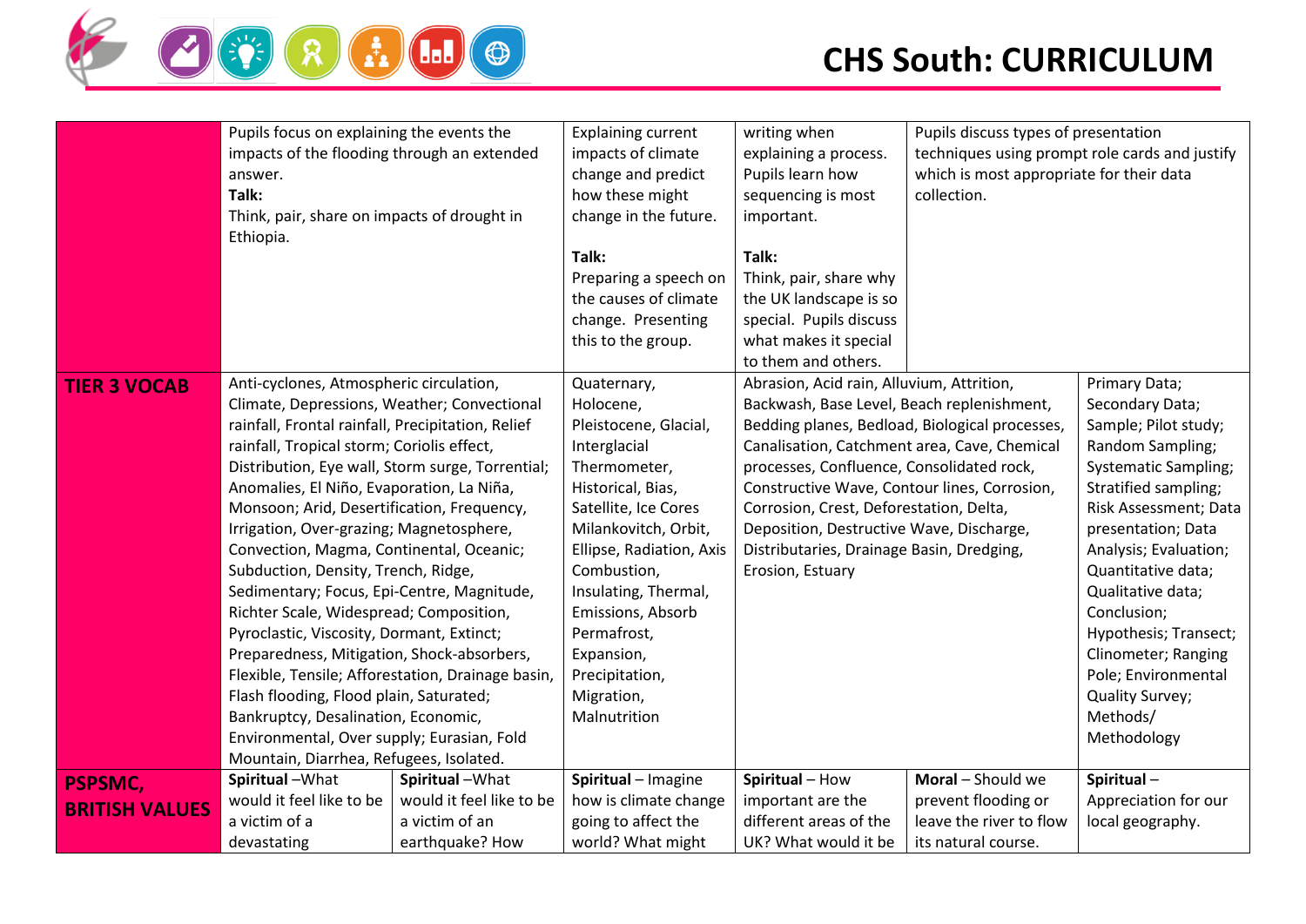| | | | | | | |
|---|---|---|---|---|---|---|
| | Pupils focus on explaining the events the impacts of the flooding through an extended answer.<br>**Talk:**<br>Think, pair, share on impacts of drought in Ethiopia. | | Explaining current impacts of climate change and predict how these might change in the future.<br>**Talk:**<br>Preparing a speech on the causes of climate change. Presenting this to the group. | writing when explaining a process. Pupils learn how sequencing is most important.<br>**Talk:**<br>Think, pair, share why the UK landscape is so special. Pupils discuss what makes it special to them and others. | Pupils discuss types of presentation techniques using prompt role cards and justify which is most appropriate for their data collection. | |
| **TIER 3 VOCAB** | Anti-cyclones, Atmospheric circulation, Climate, Depressions, Weather; Convectional rainfall, Frontal rainfall, Precipitation, Relief rainfall, Tropical storm; Coriolis effect, Distribution, Eye wall, Storm surge, Torrential; Anomalies, El Niño, Evaporation, La Niña, Monsoon; Arid, Desertification, Frequency, Irrigation, Over-grazing; Magnetosphere, Convection, Magma, Continental, Oceanic; Subduction, Density, Trench, Ridge, Sedimentary; Focus, Epi-Centre, Magnitude, Richter Scale, Widespread; Composition, Pyroclastic, Viscosity, Dormant, Extinct; Preparedness, Mitigation, Shock-absorbers, Flexible, Tensile; Afforestation, Drainage basin, Flash flooding, Flood plain, Saturated; Bankruptcy, Desalination, Economic, Environmental, Over supply; Eurasian, Fold Mountain, Diarrhea, Refugees, Isolated. | | Quaternary, Holocene, Pleistocene, Glacial, Interglacial Thermometer, Historical, Bias, Satellite, Ice Cores Milankovitch, Orbit, Ellipse, Radiation, Axis Combustion, Insulating, Thermal, Emissions, Absorb Permafrost, Expansion, Precipitation, Migration, Malnutrition | Abrasion, Acid rain, Alluvium, Attrition, Backwash, Base Level, Beach replenishment, Bedding planes, Bedload, Biological processes, Canalisation, Catchment area, Cave, Chemical processes, Confluence, Consolidated rock, Constructive Wave, Contour lines, Corrosion, Corrosion, Crest, Deforestation, Delta, Deposition, Destructive Wave, Discharge, Distributaries, Drainage Basin, Dredging, Erosion, Estuary | | Primary Data; Secondary Data; Sample; Pilot study; Random Sampling; Systematic Sampling; Stratified sampling; Risk Assessment; Data presentation; Data Analysis; Evaluation; Quantitative data; Qualitative data; Conclusion; Hypothesis; Transect; Clinometer; Ranging Pole; Environmental Quality Survey; Methods/ Methodology |
| **PSPSMC, BRITISH VALUES** | **Spiritual** –What would it feel like to be a victim of a devastating | **Spiritual** –What would it feel like to be a victim of an earthquake? How | **Spiritual** – Imagine how is climate change going to affect the world? What might | **Spiritual** – How important are the different areas of the UK? What would it be | **Moral** – Should we prevent flooding or leave the river to flow its natural course. | **Spiritual** – Appreciation for our local geography. |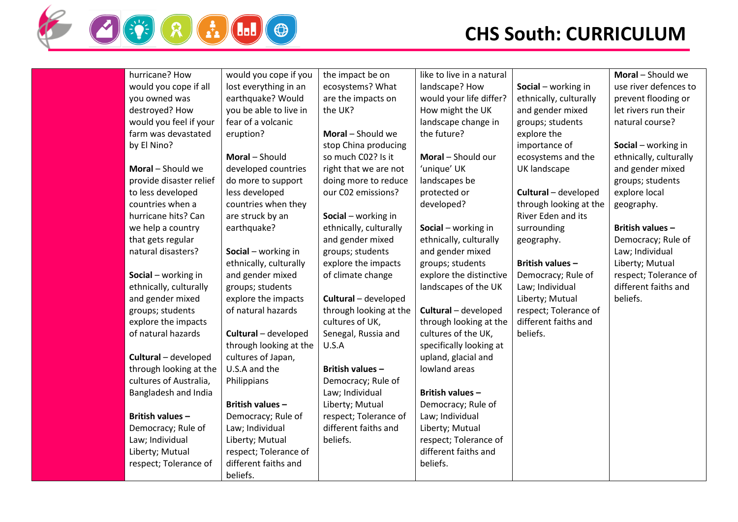| | | | | | | |
|---|---|---|---|---|---|---|
| | hurricane? How would you cope if all you owned was destroyed? How would you feel if your farm was devastated by El Nino?<br><br>**Moral** – Should we provide disaster relief to less developed countries when a hurricane hits? Can we help a country that gets regular natural disasters?<br><br>**Social** – working in ethnically, culturally and gender mixed groups; students explore the impacts of natural hazards<br><br>**Cultural** – developed through looking at the cultures of Australia, Bangladesh and India<br><br>**British values –** Democracy; Rule of Law; Individual Liberty; Mutual respect; Tolerance of | would you cope if you lost everything in an earthquake? Would you be able to live in fear of a volcanic eruption?<br><br>**Moral** – Should developed countries do more to support less developed countries when they are struck by an earthquake?<br><br>**Social** – working in ethnically, culturally and gender mixed groups; students explore the impacts of natural hazards<br><br>**Cultural** – developed through looking at the cultures of Japan, U.S.A and the Philippians<br><br>**British values –** Democracy; Rule of Law; Individual Liberty; Mutual respect; Tolerance of different faiths and beliefs. | the impact be on ecosystems? What are the impacts on the UK?<br><br>**Moral** – Should we stop China producing so much C02? Is it right that we are not doing more to reduce our C02 emissions?<br><br>**Social** – working in ethnically, culturally and gender mixed groups; students explore the impacts of climate change<br><br>**Cultural** – developed through looking at the cultures of UK, Senegal, Russia and U.S.A<br><br>**British values –** Democracy; Rule of Law; Individual Liberty; Mutual respect; Tolerance of different faiths and beliefs. | like to live in a natural landscape? How would your life differ? How might the UK landscape change in the future?<br><br>**Moral** – Should our 'unique' UK landscapes be protected or developed?<br><br>**Social** – working in ethnically, culturally and gender mixed groups; students explore the distinctive landscapes of the UK<br><br>**Cultural** – developed through looking at the cultures of the UK, specifically looking at upland, glacial and lowland areas<br><br>**British values –** Democracy; Rule of Law; Individual Liberty; Mutual respect; Tolerance of different faiths and beliefs. | **Social** – working in ethnically, culturally and gender mixed groups; students explore the importance of ecosystems and the UK landscape<br><br>**Cultural** – developed through looking at the River Eden and its surrounding geography.<br><br>**British values –** Democracy; Rule of Law; Individual Liberty; Mutual respect; Tolerance of different faiths and beliefs. | **Moral** – Should we use river defences to prevent flooding or let rivers run their natural course?<br><br>**Social** – working in ethnically, culturally and gender mixed groups; students explore local geography.<br><br>**British values –** Democracy; Rule of Law; Individual Liberty; Mutual respect; Tolerance of different faiths and beliefs. |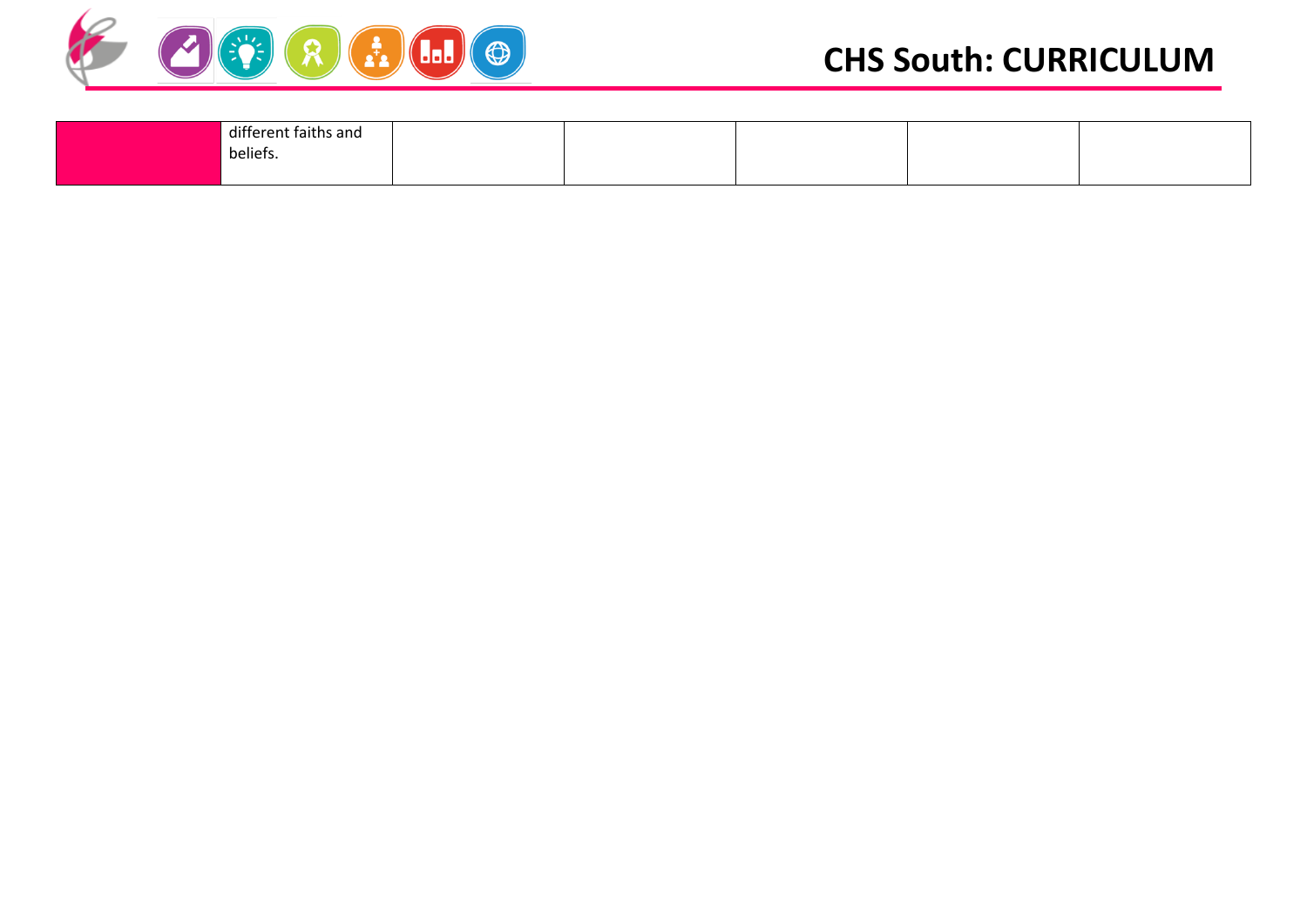| | | | | | | |
|---|---|---|---|---|---|---|
| | different faiths and beliefs. | | | | | |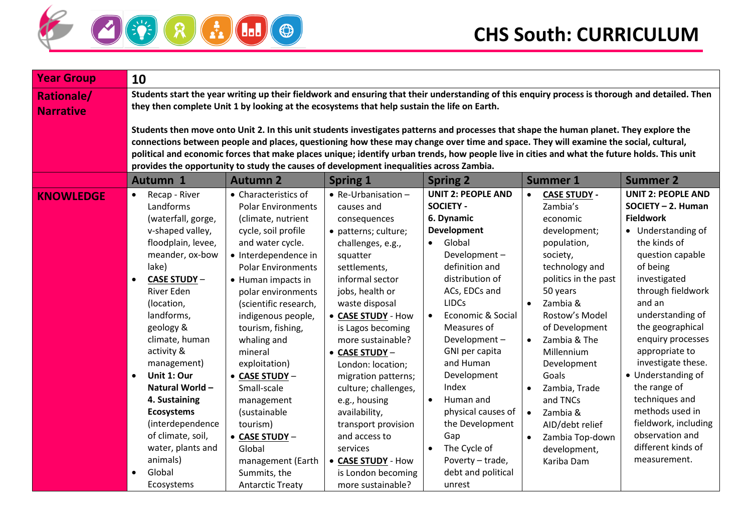# CHS South: CURRICULUM

| Year Group | 10 | | | | | |
|---|---|---|---|---|---|---|
| Rationale/ Narrative | Students start the year writing up their fieldwork and ensuring that their understanding of this enquiry process is thorough and detailed. Then they then complete Unit 1 by looking at the ecosystems that help sustain the life on Earth.<br><br>Students then move onto Unit 2. In this unit students investigates patterns and processes that shape the human planet. They explore the connections between people and places, questioning how these may change over time and space. They will examine the social, cultural, political and economic forces that make places unique; identify urban trends, how people live in cities and what the future holds. This unit provides the opportunity to study the causes of development inequalities across Zambia. | | | | | |
| | **Autumn 1** | **Autumn 2** | **Spring 1** | **Spring 2** | **Summer 1** | **Summer 2** |
| **KNOWLEDGE** | • Recap - River Landforms (waterfall, gorge, v-shaped valley, floodplain, levee, meander, ox-bow lake)<br>• **CASE STUDY** – River Eden (location, landforms, geology & climate, human activity & management)<br>• **Unit 1: Our Natural World – 4. Sustaining Ecosystems** (interdependence of climate, soil, water, plants and animals)<br>• Global Ecosystems | • Characteristics of Polar Environments (climate, nutrient cycle, soil profile and water cycle.<br>• Interdependence in Polar Environments<br>• Human impacts in polar environments (scientific research, indigenous people, tourism, fishing, whaling and mineral exploitation)<br>• **CASE STUDY** – Small-scale management (sustainable tourism)<br>• **CASE STUDY** – Global management (Earth Summits, the Antarctic Treaty | • Re-Urbanisation – causes and consequences<br>• patterns; culture; challenges, e.g., squatter settlements, informal sector jobs, health or waste disposal<br>• **CASE STUDY** - How is Lagos becoming more sustainable?<br>• **CASE STUDY** – London: location; migration patterns; culture; challenges, e.g., housing availability, transport provision and access to services<br>• **CASE STUDY** - How is London becoming more sustainable? | **UNIT 2: PEOPLE AND SOCIETY - 6. Dynamic Development**<br>• Global Development – definition and distribution of ACs, EDCs and LIDCs<br>• Economic & Social Measures of Development – GNI per capita and Human Development Index<br>• Human and physical causes of the Development Gap<br>• The Cycle of Poverty – trade, debt and political unrest | • **CASE STUDY** - Zambia's economic development; population, society, technology and politics in the past 50 years<br>• Zambia & Rostow's Model of Development<br>• Zambia & The Millennium Development Goals<br>• Zambia, Trade and TNCs<br>• Zambia & AID/debt relief<br>• Zambia Top-down development, Kariba Dam | **UNIT 2: PEOPLE AND SOCIETY – 2. Human Fieldwork**<br>• Understanding of the kinds of question capable of being investigated through fieldwork and an understanding of the geographical enquiry processes appropriate to investigate these.<br>• Understanding of the range of techniques and methods used in fieldwork, including observation and different kinds of measurement. |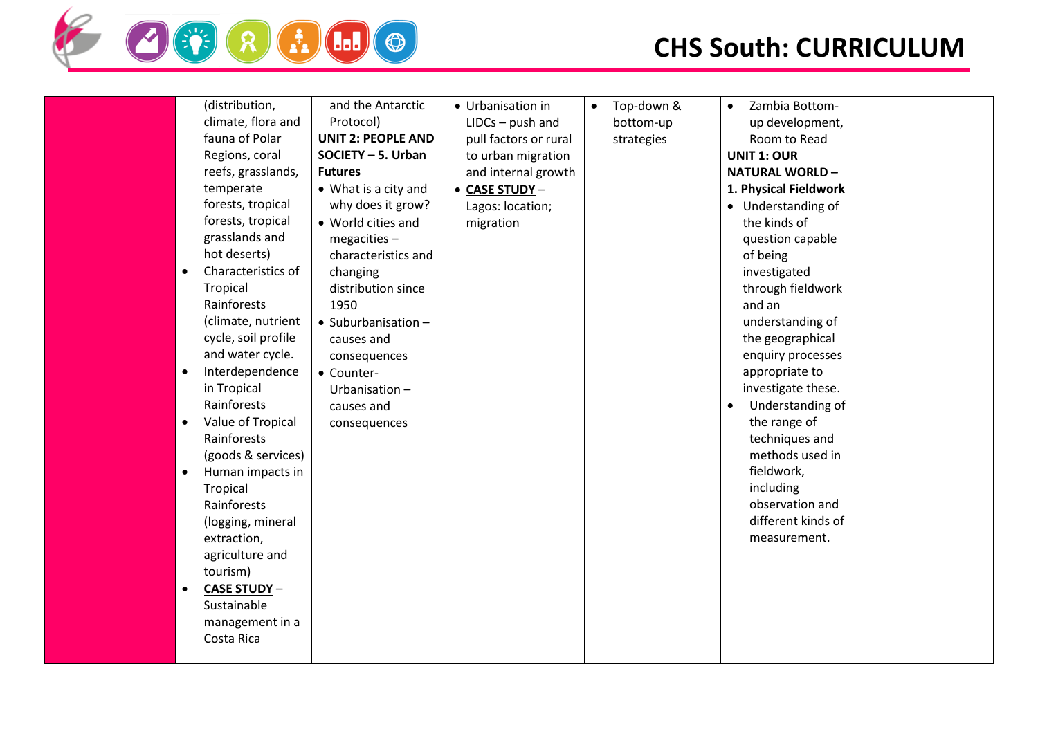| | | | | | | |
|---|---|---|---|---|---|---|
| | (distribution, climate, flora and fauna of Polar Regions, coral reefs, grasslands, temperate forests, tropical forests, tropical grasslands and hot deserts)<br>• Characteristics of Tropical Rainforests (climate, nutrient cycle, soil profile and water cycle.<br>• Interdependence in Tropical Rainforests<br>• Value of Tropical Rainforests (goods & services)<br>• Human impacts in Tropical Rainforests (logging, mineral extraction, agriculture and tourism)<br>• **CASE STUDY** – Sustainable management in a Costa Rica | and the Antarctic Protocol)<br>**UNIT 2: PEOPLE AND SOCIETY – 5. Urban Futures**<br>• What is a city and why does it grow?<br>• World cities and megacities – characteristics and changing distribution since 1950<br>• Suburbanisation – causes and consequences<br>• Counter-Urbanisation – causes and consequences | • Urbanisation in LIDCs – push and pull factors or rural to urban migration and internal growth<br>• **CASE STUDY** – Lagos: location; migration | • Top-down & bottom-up strategies | • Zambia Bottom-up development, Room to Read<br>**UNIT 1: OUR NATURAL WORLD – 1. Physical Fieldwork**<br>• Understanding of the kinds of question capable of being investigated through fieldwork and an understanding of the geographical enquiry processes appropriate to investigate these.<br>• Understanding of the range of techniques and methods used in fieldwork, including observation and different kinds of measurement. | |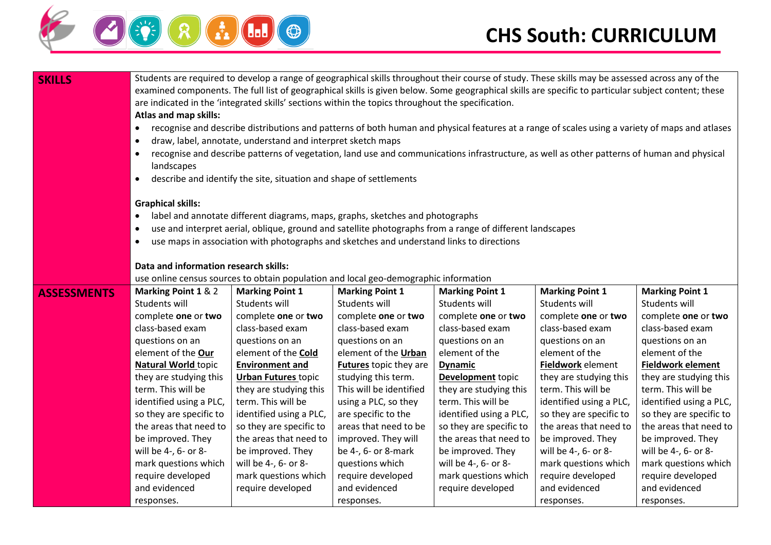# CHS South: CURRICULUM

| | | | | | | |
|---|---|---|---|---|---|---|
| **SKILLS** | Students are required to develop a range of geographical skills throughout their course of study. These skills may be assessed across any of the examined components. The full list of geographical skills is given below. Some geographical skills are specific to particular subject content; these are indicated in the 'integrated skills' sections within the topics throughout the specification.<br>**Atlas and map skills:**<br>• recognise and describe distributions and patterns of both human and physical features at a range of scales using a variety of maps and atlases<br>• draw, label, annotate, understand and interpret sketch maps<br>• recognise and describe patterns of vegetation, land use and communications infrastructure, as well as other patterns of human and physical landscapes<br>• describe and identify the site, situation and shape of settlements<br><br>**Graphical skills:**<br>• label and annotate different diagrams, maps, graphs, sketches and photographs<br>• use and interpret aerial, oblique, ground and satellite photographs from a range of different landscapes<br>• use maps in association with photographs and sketches and understand links to directions<br><br>**Data and information research skills:**<br>use online census sources to obtain population and local geo-demographic information | | | | | |
| **ASSESSMENTS** | **Marking Point 1** & 2<br>Students will complete **one** or **two** class-based exam questions on an element of the **Our Natural World** topic they are studying this term. This will be identified using a PLC, so they are specific to the areas that need to be improved. They will be 4-, 6- or 8-mark questions which require developed and evidenced responses. | **Marking Point 1**<br>Students will complete **one** or **two** class-based exam questions on an element of the **Cold Environment and Urban Futures** topic they are studying this term. This will be identified using a PLC, so they are specific to the areas that need to be improved. They will be 4-, 6- or 8-mark questions which require developed | **Marking Point 1**<br>Students will complete **one** or **two** class-based exam questions on an element of the **Urban Futures** topic they are studying this term. This will be identified using a PLC, so they are specific to the areas that need to be improved. They will be 4-, 6- or 8-mark questions which require developed and evidenced responses. | **Marking Point 1**<br>Students will complete **one** or **two** class-based exam questions on an element of the **Dynamic Development** topic they are studying this term. This will be identified using a PLC, so they are specific to the areas that need to be improved. They will be 4-, 6- or 8-mark questions which require developed | **Marking Point 1**<br>Students will complete **one** or **two** class-based exam questions on an element of the **Fieldwork** element they are studying this term. This will be identified using a PLC, so they are specific to the areas that need to be improved. They will be 4-, 6- or 8-mark questions which require developed and evidenced responses. | **Marking Point 1**<br>Students will complete **one** or **two** class-based exam questions on an element of the **Fieldwork element** they are studying this term. This will be identified using a PLC, so they are specific to the areas that need to be improved. They will be 4-, 6- or 8-mark questions which require developed and evidenced responses. |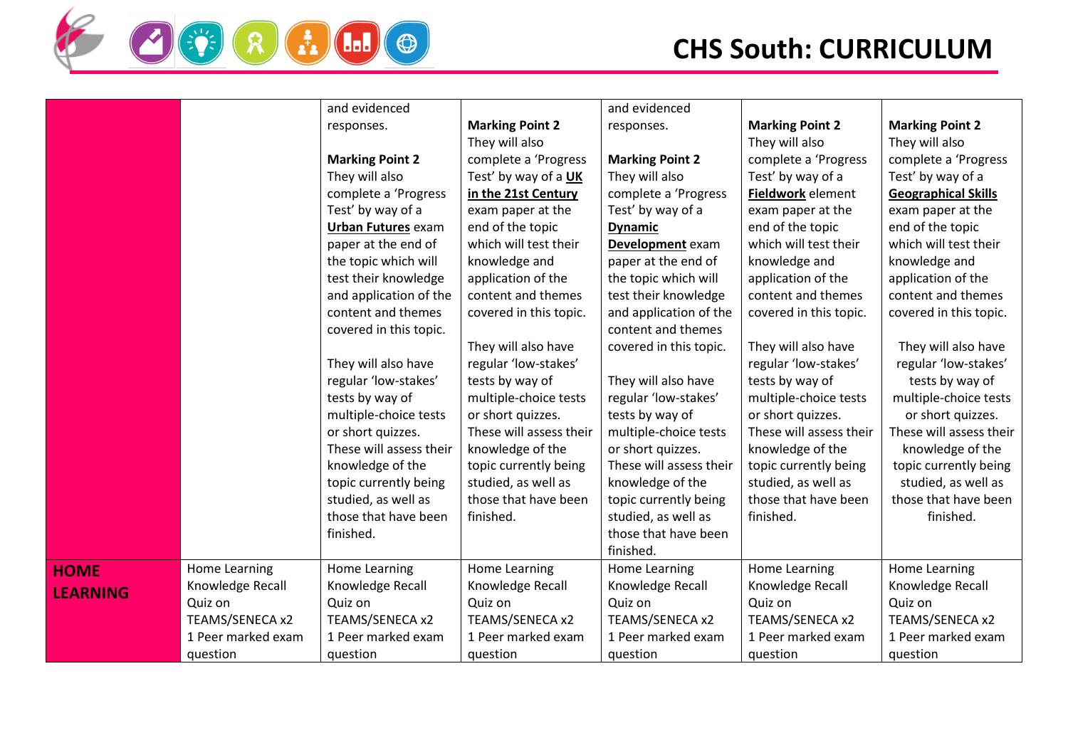| | | | | | | |
|---|---|---|---|---|---|---|
| | | and evidenced responses.<br><br>**Marking Point 2**<br>They will also complete a 'Progress Test' by way of a **Urban Futures** exam paper at the end of the topic which will test their knowledge and application of the content and themes covered in this topic.<br><br>They will also have regular 'low-stakes' tests by way of multiple-choice tests or short quizzes. These will assess their knowledge of the topic currently being studied, as well as those that have been finished. | **Marking Point 2**<br>They will also complete a 'Progress Test' by way of a **UK in the 21st Century** exam paper at the end of the topic which will test their knowledge and application of the content and themes covered in this topic.<br><br>They will also have regular 'low-stakes' tests by way of multiple-choice tests or short quizzes. These will assess their knowledge of the topic currently being studied, as well as those that have been finished. | and evidenced responses.<br><br>**Marking Point 2**<br>They will also complete a 'Progress Test' by way of a **Dynamic Development** exam paper at the end of the topic which will test their knowledge and application of the content and themes covered in this topic.<br><br>They will also have regular 'low-stakes' tests by way of multiple-choice tests or short quizzes. These will assess their knowledge of the topic currently being studied, as well as those that have been finished. | **Marking Point 2**<br>They will also complete a 'Progress Test' by way of a **Fieldwork** element exam paper at the end of the topic which will test their knowledge and application of the content and themes covered in this topic.<br><br>They will also have regular 'low-stakes' tests by way of multiple-choice tests or short quizzes. These will assess their knowledge of the topic currently being studied, as well as those that have been finished. | **Marking Point 2**<br>They will also complete a 'Progress Test' by way of a **Geographical Skills** exam paper at the end of the topic which will test their knowledge and application of the content and themes covered in this topic.<br><br>They will also have regular 'low-stakes' tests by way of multiple-choice tests or short quizzes. These will assess their knowledge of the topic currently being studied, as well as those that have been finished. |
| **HOME LEARNING** | Home Learning Knowledge Recall Quiz on TEAMS/SENECA x2<br>1 Peer marked exam question | Home Learning Knowledge Recall Quiz on TEAMS/SENECA x2<br>1 Peer marked exam question | Home Learning Knowledge Recall Quiz on TEAMS/SENECA x2<br>1 Peer marked exam question | Home Learning Knowledge Recall Quiz on TEAMS/SENECA x2<br>1 Peer marked exam question | Home Learning Knowledge Recall Quiz on TEAMS/SENECA x2<br>1 Peer marked exam question | Home Learning Knowledge Recall Quiz on TEAMS/SENECA x2<br>1 Peer marked exam question |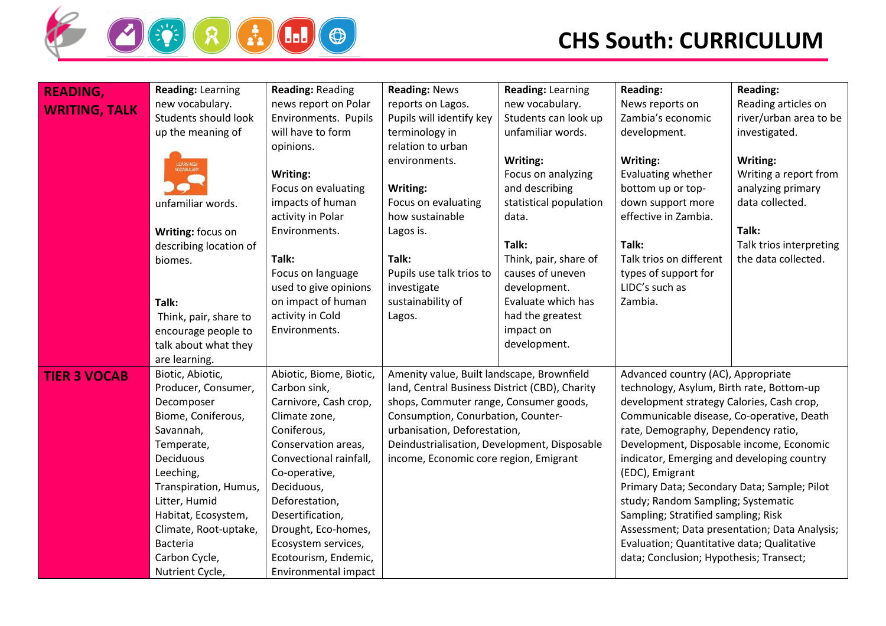# CHS South: CURRICULUM

| READING, WRITING, TALK | **Reading:** Learning new vocabulary. Students should look up the meaning of unfamiliar words.<br><br>**Writing:** focus on describing location of biomes.<br><br>**Talk:** Think, pair, share to encourage people to talk about what they are learning. | **Reading:** Reading news report on Polar Environments. Pupils will have to form opinions.<br><br>**Writing:** Focus on evaluating impacts of human activity in Polar Environments.<br><br>**Talk:** Focus on language used to give opinions on impact of human activity in Cold Environments. | **Reading:** News reports on Lagos. Pupils will identify key terminology in relation to urban environments.<br><br>**Writing:** Focus on evaluating how sustainable Lagos is.<br><br>**Talk:** Pupils use talk trios to investigate sustainability of Lagos. | **Reading:** Learning new vocabulary. Students can look up unfamiliar words.<br><br>**Writing:** Focus on analyzing and describing statistical population data.<br><br>**Talk:** Think, pair, share of causes of uneven development. Evaluate which has had the greatest impact on development. | **Reading:** News reports on Zambia's economic development.<br><br>**Writing:** Evaluating whether bottom up or top-down support more effective in Zambia.<br><br>**Talk:** Talk trios on different types of support for LIDC's such as Zambia. | **Reading:** Reading articles on river/urban area to be investigated.<br><br>**Writing:** Writing a report from analyzing primary data collected.<br><br>**Talk:** Talk trios interpreting the data collected. |
|---|---|---|---|---|---|---|
| **TIER 3 VOCAB** | Biotic, Abiotic, Producer, Consumer, Decomposer Biome, Coniferous, Savannah, Temperate, Deciduous Leeching, Transpiration, Humus, Litter, Humid Habitat, Ecosystem, Climate, Root-uptake, Bacteria Carbon Cycle, Nutrient Cycle, | Abiotic, Biome, Biotic, Carbon sink, Carnivore, Cash crop, Climate zone, Coniferous, Conservation areas, Convectional rainfall, Co-operative, Deciduous, Deforestation, Desertification, Drought, Eco-homes, Ecosystem services, Ecotourism, Endemic, Environmental impact | Amenity value, Built landscape, Brownfield land, Central Business District (CBD), Charity shops, Commuter range, Consumer goods, Consumption, Conurbation, Counter-urbanisation, Deforestation, Deindustrialisation, Development, Disposable income, Economic core region, Emigrant | | Advanced country (AC), Appropriate technology, Asylum, Birth rate, Bottom-up development strategy Calories, Cash crop, Communicable disease, Co-operative, Death rate, Demography, Dependency ratio, Development, Disposable income, Economic indicator, Emerging and developing country (EDC), Emigrant<br>Primary Data; Secondary Data; Sample; Pilot study; Random Sampling; Systematic Sampling; Stratified sampling; Risk Assessment; Data presentation; Data Analysis; Evaluation; Quantitative data; Qualitative data; Conclusion; Hypothesis; Transect; | |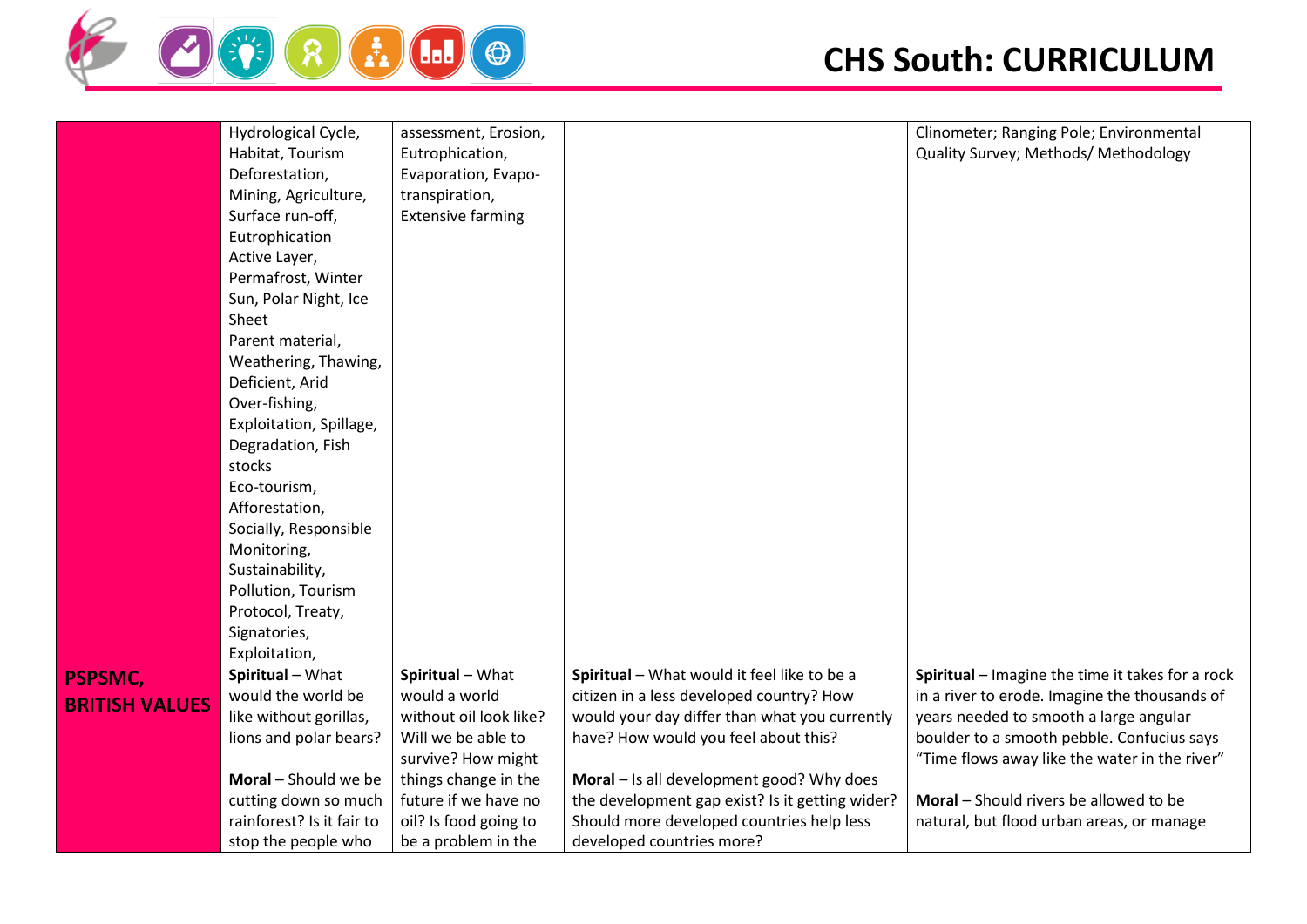| | | | | |
|---|---|---|---|---|
| | Hydrological Cycle, Habitat, Tourism Deforestation, Mining, Agriculture, Surface run-off, Eutrophication Active Layer, Permafrost, Winter Sun, Polar Night, Ice Sheet Parent material, Weathering, Thawing, Deficient, Arid Over-fishing, Exploitation, Spillage, Degradation, Fish stocks Eco-tourism, Afforestation, Socially, Responsible Monitoring, Sustainability, Pollution, Tourism Protocol, Treaty, Signatories, Exploitation, | assessment, Erosion, Eutrophication, Evaporation, Evapo-transpiration, Extensive farming | | Clinometer; Ranging Pole; Environmental Quality Survey; Methods/ Methodology |
| **PSPSMC, BRITISH VALUES** | **Spiritual** – What would the world be like without gorillas, lions and polar bears?<br><br>**Moral** – Should we be cutting down so much rainforest? Is it fair to stop the people who | **Spiritual** – What would a world without oil look like? Will we be able to survive? How might things change in the future if we have no oil? Is food going to be a problem in the | **Spiritual** – What would it feel like to be a citizen in a less developed country? How would your day differ than what you currently have? How would you feel about this?<br><br>**Moral** – Is all development good? Why does the development gap exist? Is it getting wider? Should more developed countries help less developed countries more? | **Spiritual** – Imagine the time it takes for a rock in a river to erode. Imagine the thousands of years needed to smooth a large angular boulder to a smooth pebble. Confucius says "Time flows away like the water in the river"<br><br>**Moral** – Should rivers be allowed to be natural, but flood urban areas, or manage |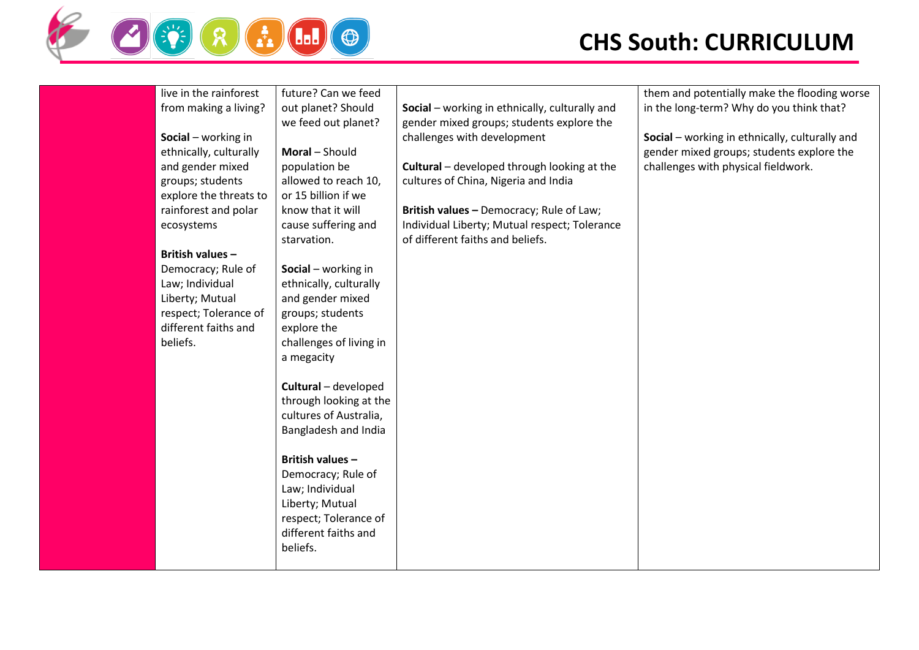|  | live in the rainforest from making a living?<br><br>**Social** – working in ethnically, culturally and gender mixed groups; students explore the threats to rainforest and polar ecosystems<br><br>**British values –** Democracy; Rule of Law; Individual Liberty; Mutual respect; Tolerance of different faiths and beliefs. | future? Can we feed out planet? Should we feed out planet?<br><br>**Moral** – Should population be allowed to reach 10, or 15 billion if we know that it will cause suffering and starvation.<br><br>**Social** – working in ethnically, culturally and gender mixed groups; students explore the challenges of living in a megacity<br><br>**Cultural** – developed through looking at the cultures of Australia, Bangladesh and India<br><br>**British values –** Democracy; Rule of Law; Individual Liberty; Mutual respect; Tolerance of different faiths and beliefs. | **Social** – working in ethnically, culturally and gender mixed groups; students explore the challenges with development<br><br>**Cultural** – developed through looking at the cultures of China, Nigeria and India<br><br>**British values –** Democracy; Rule of Law; Individual Liberty; Mutual respect; Tolerance of different faiths and beliefs. | them and potentially make the flooding worse in the long-term? Why do you think that?<br><br>**Social** – working in ethnically, culturally and gender mixed groups; students explore the challenges with physical fieldwork. |
|---|---|---|---|---|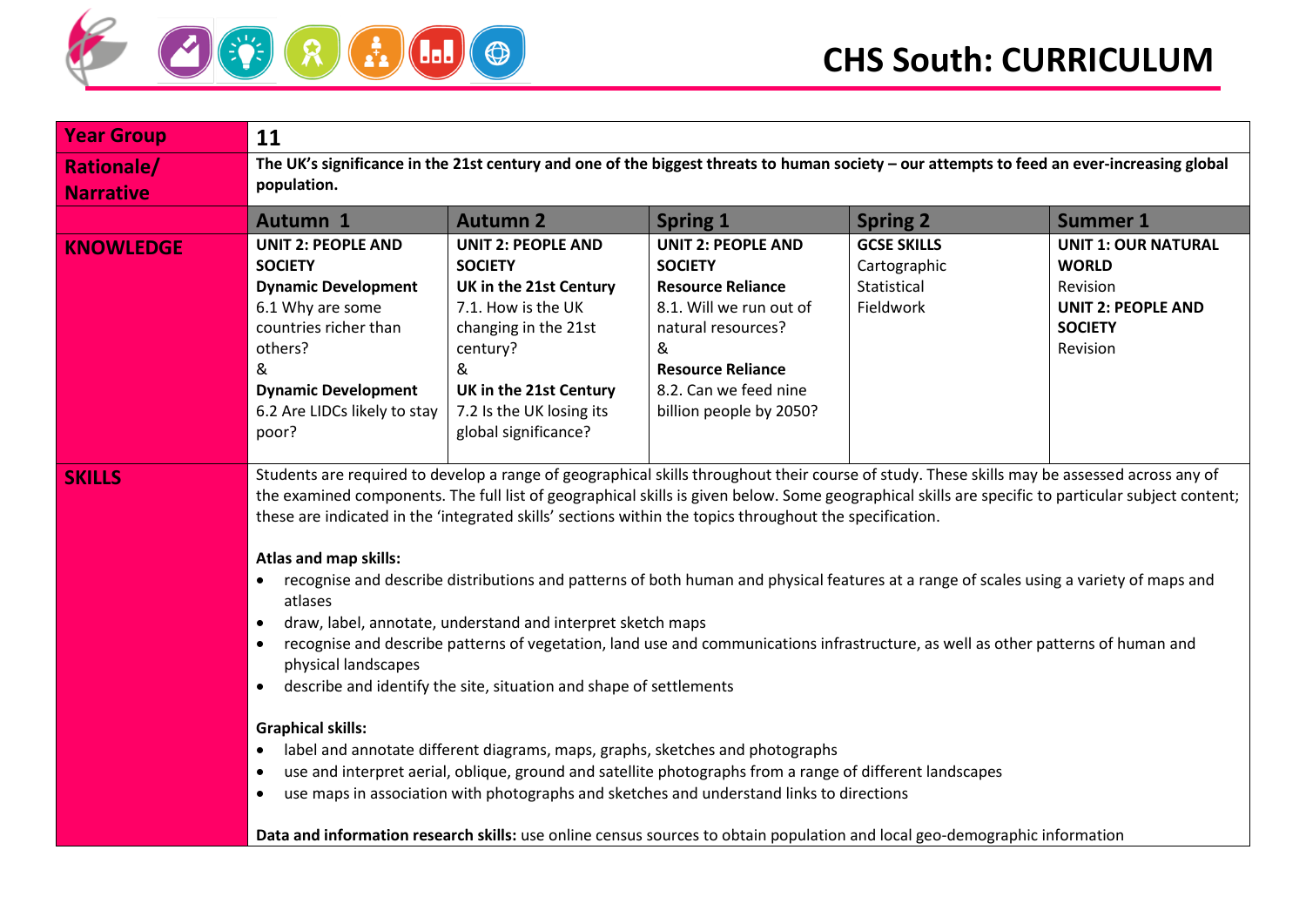# CHS South: CURRICULUM

| Year Group | 11 | | | | |
|---|---|---|---|---|---|
| **Rationale/ Narrative** | **The UK's significance in the 21st century and one of the biggest threats to human society – our attempts to feed an ever-increasing global population.** | | | | |
| | **Autumn 1** | **Autumn 2** | **Spring 1** | **Spring 2** | **Summer 1** |
| **KNOWLEDGE** | **UNIT 2: PEOPLE AND SOCIETY**<br>**Dynamic Development**<br>6.1 Why are some countries richer than others?<br>&<br>**Dynamic Development**<br>6.2 Are LIDCs likely to stay poor? | **UNIT 2: PEOPLE AND SOCIETY**<br>**UK in the 21st Century**<br>7.1. How is the UK changing in the 21st century?<br>&<br>**UK in the 21st Century**<br>7.2 Is the UK losing its global significance? | **UNIT 2: PEOPLE AND SOCIETY**<br>**Resource Reliance**<br>8.1. Will we run out of natural resources?<br>&<br>**Resource Reliance**<br>8.2. Can we feed nine billion people by 2050? | **GCSE SKILLS**<br>Cartographic<br>Statistical<br>Fieldwork | **UNIT 1: OUR NATURAL WORLD**<br>Revision<br>**UNIT 2: PEOPLE AND SOCIETY**<br>Revision |
| **SKILLS** | Students are required to develop a range of geographical skills throughout their course of study. These skills may be assessed across any of the examined components. The full list of geographical skills is given below. Some geographical skills are specific to particular subject content; these are indicated in the 'integrated skills' sections within the topics throughout the specification.<br><br>**Atlas and map skills:**<br>• recognise and describe distributions and patterns of both human and physical features at a range of scales using a variety of maps and atlases<br>• draw, label, annotate, understand and interpret sketch maps<br>• recognise and describe patterns of vegetation, land use and communications infrastructure, as well as other patterns of human and physical landscapes<br>• describe and identify the site, situation and shape of settlements<br><br>**Graphical skills:**<br>• label and annotate different diagrams, maps, graphs, sketches and photographs<br>• use and interpret aerial, oblique, ground and satellite photographs from a range of different landscapes<br>• use maps in association with photographs and sketches and understand links to directions<br><br>**Data and information research skills:** use online census sources to obtain population and local geo-demographic information | | | | |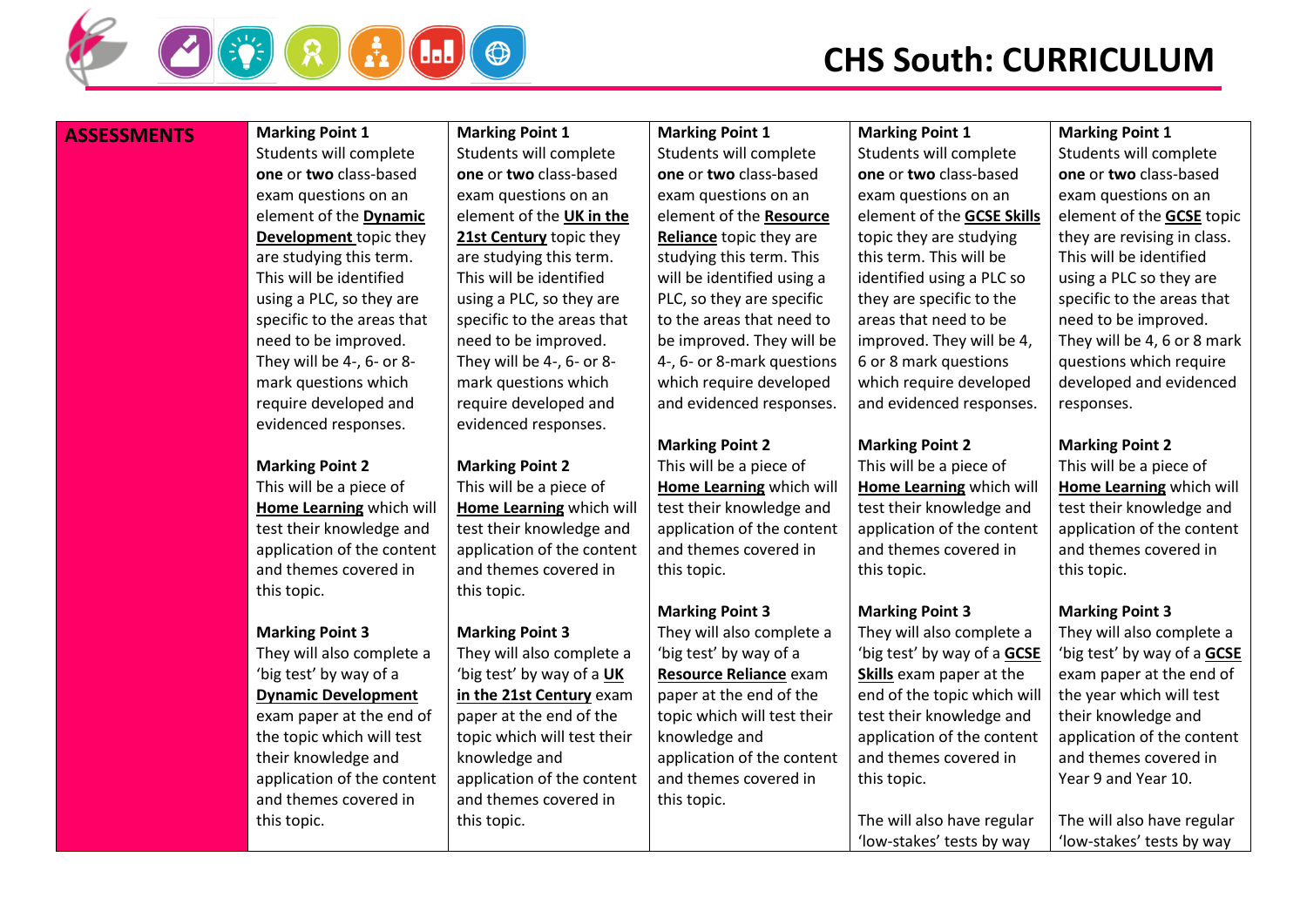# CHS South: CURRICULUM

| ASSESSMENTS | | | | | |
|---|---|---|---|---|---|
| | **Marking Point 1** Students will complete **one** or **two** class-based exam questions on an element of the **Dynamic Development** topic they are studying this term. This will be identified using a PLC, so they are specific to the areas that need to be improved. They will be 4-, 6- or 8-mark questions which require developed and evidenced responses.<br><br>**Marking Point 2** This will be a piece of **Home Learning** which will test their knowledge and application of the content and themes covered in this topic.<br><br>**Marking Point 3** They will also complete a 'big test' by way of a **Dynamic Development** exam paper at the end of the topic which will test their knowledge and application of the content and themes covered in this topic. | **Marking Point 1** Students will complete **one** or **two** class-based exam questions on an element of the **UK in the 21st Century** topic they are studying this term. This will be identified using a PLC, so they are specific to the areas that need to be improved. They will be 4-, 6- or 8-mark questions which require developed and evidenced responses.<br><br>**Marking Point 2** This will be a piece of **Home Learning** which will test their knowledge and application of the content and themes covered in this topic.<br><br>**Marking Point 3** They will also complete a 'big test' by way of a **UK in the 21st Century** exam paper at the end of the topic which will test their knowledge and application of the content and themes covered in this topic. | **Marking Point 1** Students will complete **one** or **two** class-based exam questions on an element of the **Resource Reliance** topic they are studying this term. This will be identified using a PLC, so they are specific to the areas that need to be improved. They will be 4-, 6- or 8-mark questions which require developed and evidenced responses.<br><br>**Marking Point 2** This will be a piece of **Home Learning** which will test their knowledge and application of the content and themes covered in this topic.<br><br>**Marking Point 3** They will also complete a 'big test' by way of a **Resource Reliance** exam paper at the end of the topic which will test their knowledge and application of the content and themes covered in this topic. | **Marking Point 1** Students will complete **one** or **two** class-based exam questions on an element of the **GCSE Skills** topic they are studying this term. This will be identified using a PLC so they are specific to the areas that need to be improved. They will be 4, 6 or 8 mark questions which require developed and evidenced responses.<br><br>**Marking Point 2** This will be a piece of **Home Learning** which will test their knowledge and application of the content and themes covered in this topic.<br><br>**Marking Point 3** They will also complete a 'big test' by way of a **GCSE Skills** exam paper at the end of the topic which will test their knowledge and application of the content and themes covered in this topic.<br><br>The will also have regular 'low-stakes' tests by way | **Marking Point 1** Students will complete **one** or **two** class-based exam questions on an element of the **GCSE** topic they are revising in class. This will be identified using a PLC so they are specific to the areas that need to be improved. They will be 4, 6 or 8 mark questions which require developed and evidenced responses.<br><br>**Marking Point 2** This will be a piece of **Home Learning** which will test their knowledge and application of the content and themes covered in this topic.<br><br>**Marking Point 3** They will also complete a 'big test' by way of a **GCSE** exam paper at the end of the year which will test their knowledge and application of the content and themes covered in Year 9 and Year 10.<br><br>The will also have regular 'low-stakes' tests by way |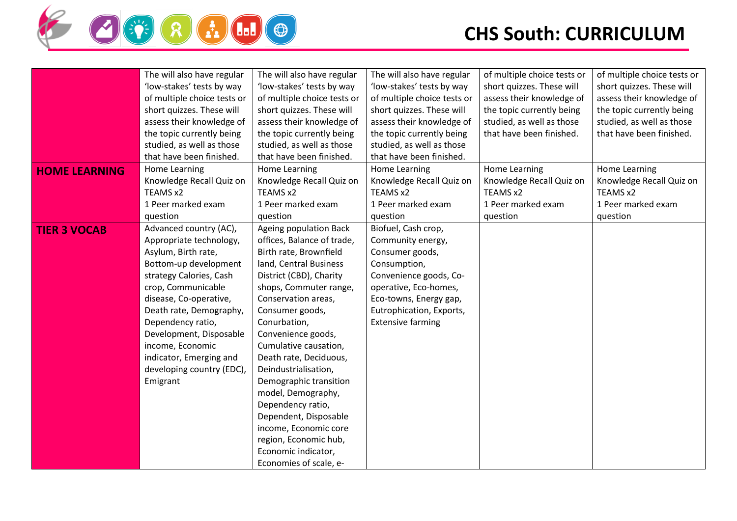| | | | | | |
|---|---|---|---|---|---|
| | The will also have regular 'low-stakes' tests by way of multiple choice tests or short quizzes. These will assess their knowledge of the topic currently being studied, as well as those that have been finished. | The will also have regular 'low-stakes' tests by way of multiple choice tests or short quizzes. These will assess their knowledge of the topic currently being studied, as well as those that have been finished. | The will also have regular 'low-stakes' tests by way of multiple choice tests or short quizzes. These will assess their knowledge of the topic currently being studied, as well as those that have been finished. | of multiple choice tests or short quizzes. These will assess their knowledge of the topic currently being studied, as well as those that have been finished. | of multiple choice tests or short quizzes. These will assess their knowledge of the topic currently being studied, as well as those that have been finished. |
| **HOME LEARNING** | Home Learning Knowledge Recall Quiz on TEAMS x2 1 Peer marked exam question | Home Learning Knowledge Recall Quiz on TEAMS x2 1 Peer marked exam question | Home Learning Knowledge Recall Quiz on TEAMS x2 1 Peer marked exam question | Home Learning Knowledge Recall Quiz on TEAMS x2 1 Peer marked exam question | Home Learning Knowledge Recall Quiz on TEAMS x2 1 Peer marked exam question |
| **TIER 3 VOCAB** | Advanced country (AC), Appropriate technology, Asylum, Birth rate, Bottom-up development strategy Calories, Cash crop, Communicable disease, Co-operative, Death rate, Demography, Dependency ratio, Development, Disposable income, Economic indicator, Emerging and developing country (EDC), Emigrant | Ageing population Back offices, Balance of trade, Birth rate, Brownfield land, Central Business District (CBD), Charity shops, Commuter range, Conservation areas, Consumer goods, Conurbation, Convenience goods, Cumulative causation, Death rate, Deciduous, Deindustrialisation, Demographic transition model, Demography, Dependency ratio, Dependent, Disposable income, Economic core region, Economic hub, Economic indicator, Economies of scale, e- | Biofuel, Cash crop, Community energy, Consumer goods, Consumption, Convenience goods, Co-operative, Eco-homes, Eco-towns, Energy gap, Eutrophication, Exports, Extensive farming | | |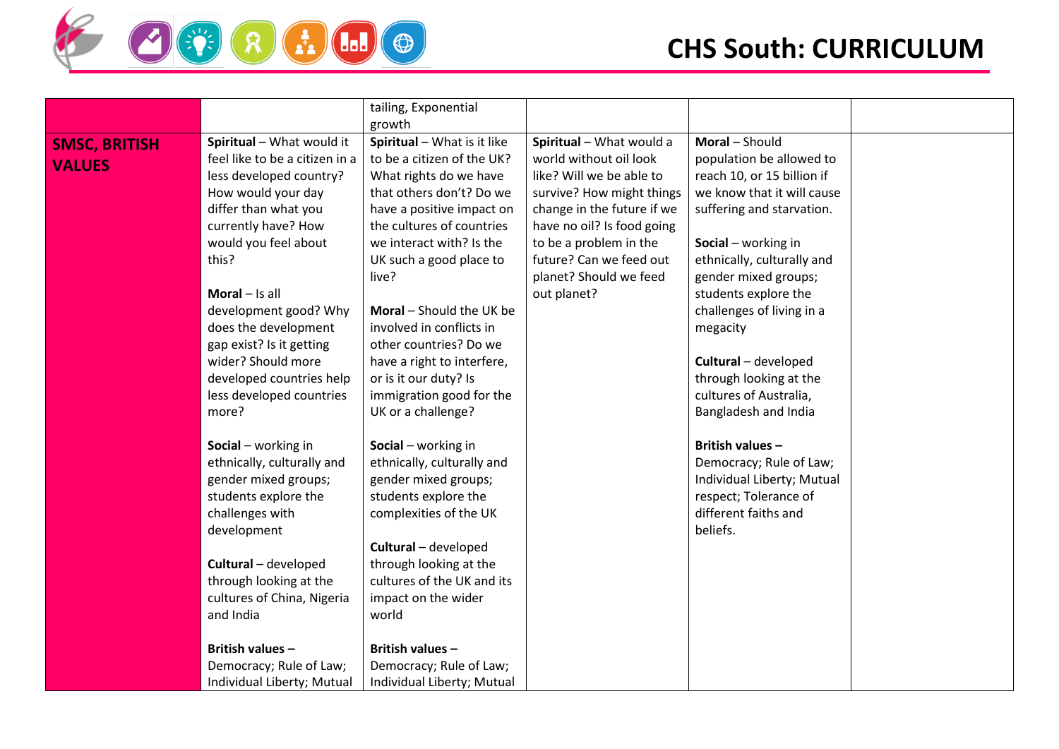| | | | | | |
|---|---|---|---|---|---|
| | | tailing, Exponential growth | | | |
| **SMSC, BRITISH VALUES** | **Spiritual** – What would it feel like to be a citizen in a less developed country? How would your day differ than what you currently have? How would you feel about this?<br><br>**Moral** – Is all development good? Why does the development gap exist? Is it getting wider? Should more developed countries help less developed countries more?<br><br>**Social** – working in ethnically, culturally and gender mixed groups; students explore the challenges with development<br><br>**Cultural** – developed through looking at the cultures of China, Nigeria and India<br><br>**British values** – Democracy; Rule of Law; Individual Liberty; Mutual | **Spiritual** – What is it like to be a citizen of the UK? What rights do we have that others don't? Do we have a positive impact on the cultures of countries we interact with? Is the UK such a good place to live?<br><br>**Moral** – Should the UK be involved in conflicts in other countries? Do we have a right to interfere, or is it our duty? Is immigration good for the UK or a challenge?<br><br>**Social** – working in ethnically, culturally and gender mixed groups; students explore the complexities of the UK<br><br>**Cultural** – developed through looking at the cultures of the UK and its impact on the wider world<br><br>**British values** – Democracy; Rule of Law; Individual Liberty; Mutual | **Spiritual** – What would a world without oil look like? Will we be able to survive? How might things change in the future if we have no oil? Is food going to be a problem in the future? Can we feed out planet? Should we feed out planet? | **Moral** – Should population be allowed to reach 10, or 15 billion if we know that it will cause suffering and starvation.<br><br>**Social** – working in ethnically, culturally and gender mixed groups; students explore the challenges of living in a megacity<br><br>**Cultural** – developed through looking at the cultures of Australia, Bangladesh and India<br><br>**British values** – Democracy; Rule of Law; Individual Liberty; Mutual respect; Tolerance of different faiths and beliefs. | |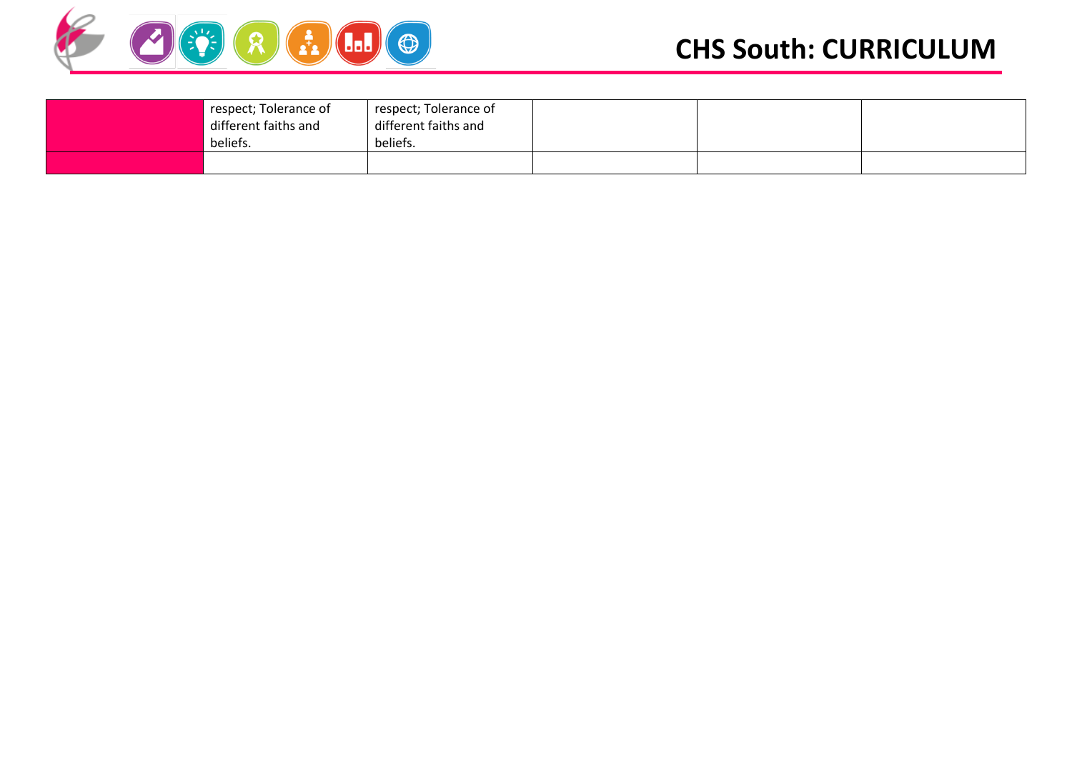| | | | | | |
|---|---|---|---|---|---|
| | respect; Tolerance of different faiths and beliefs. | respect; Tolerance of different faiths and beliefs. | | | |
| | | | | | |